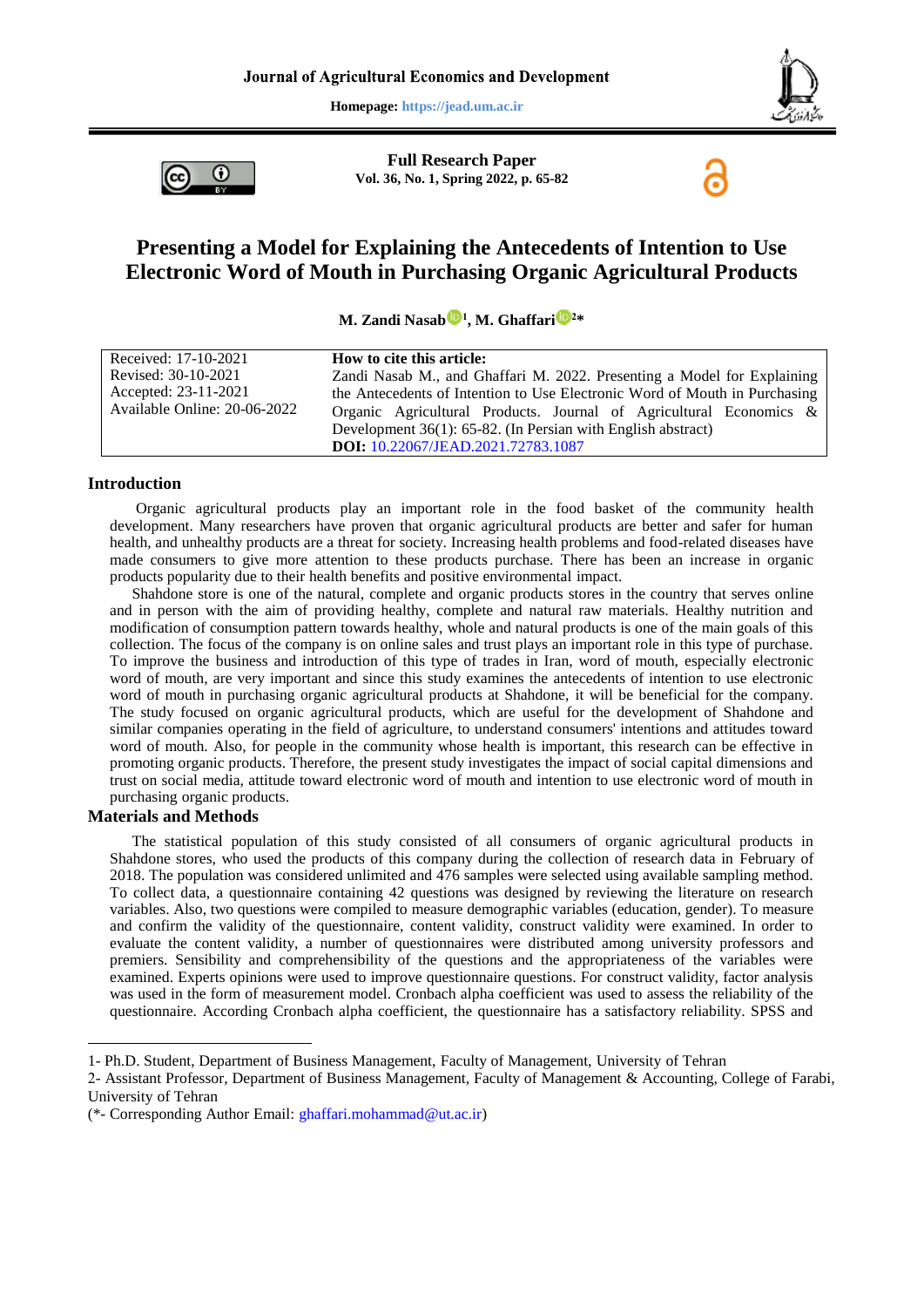Journal of Agricultural Economics and Development

Homepage: https://jead.um.ac.ir

**Full Research Paper**

**Vol. 36, No. 1, Spring 2022, p. 65-82**

# Presenting a Model for Explaining the Antecedents of Intention to Use Electronic Word of Mouth in Purchasing Organic Agricultural Products

**M. Zandi Nasab[1], M. Ghaffari[2*]**

| Received: 17-10-2021<br>Revised: 30-10-2021<br>Accepted: 23-11-2021<br>Available Online: 20-06-2022 | **How to cite this article:**<br>Zandi Nasab M., and Ghaffari M. 2022. Presenting a Model for Explaining the Antecedents of Intention to Use Electronic Word of Mouth in Purchasing Organic Agricultural Products. Journal of Agricultural Economics & Development 36(1): 65-82. (In Persian with English abstract)<br>**DOI:** 10.22067/JEAD.2021.72783.1087 |
|---|---|

## Introduction

Organic agricultural products play an important role in the food basket of the community health development. Many researchers have proven that organic agricultural products are better and safer for human health, and unhealthy products are a threat for society. Increasing health problems and food-related diseases have made consumers to give more attention to these products purchase. There has been an increase in organic products popularity due to their health benefits and positive environmental impact.

Shahdone store is one of the natural, complete and organic products stores in the country that serves online and in person with the aim of providing healthy, complete and natural raw materials. Healthy nutrition and modification of consumption pattern towards healthy, whole and natural products is one of the main goals of this collection. The focus of the company is on online sales and trust plays an important role in this type of purchase. To improve the business and introduction of this type of trades in Iran, word of mouth, especially electronic word of mouth, are very important and since this study examines the antecedents of intention to use electronic word of mouth in purchasing organic agricultural products at Shahdone, it will be beneficial for the company. The study focused on organic agricultural products, which are useful for the development of Shahdone and similar companies operating in the field of agriculture, to understand consumers' intentions and attitudes toward word of mouth. Also, for people in the community whose health is important, this research can be effective in promoting organic products. Therefore, the present study investigates the impact of social capital dimensions and trust on social media, attitude toward electronic word of mouth and intention to use electronic word of mouth in purchasing organic products.

## Materials and Methods

The statistical population of this study consisted of all consumers of organic agricultural products in Shahdone stores, who used the products of this company during the collection of research data in February of 2018. The population was considered unlimited and 476 samples were selected using available sampling method. To collect data, a questionnaire containing 42 questions was designed by reviewing the literature on research variables. Also, two questions were compiled to measure demographic variables (education, gender). To measure and confirm the validity of the questionnaire, content validity, construct validity were examined. In order to evaluate the content validity, a number of questionnaires were distributed among university professors and premiers. Sensibility and comprehensibility of the questions and the appropriateness of the variables were examined. Experts opinions were used to improve questionnaire questions. For construct validity, factor analysis was used in the form of measurement model. Cronbach alpha coefficient was used to assess the reliability of the questionnaire. According Cronbach alpha coefficient, the questionnaire has a satisfactory reliability. SPSS and

---

1- Ph.D. Student, Department of Business Management, Faculty of Management, University of Tehran

2- Assistant Professor, Department of Business Management, Faculty of Management & Accounting, College of Farabi, University of Tehran

(*- Corresponding Author Email: ghaffari.mohammad@ut.ac.ir)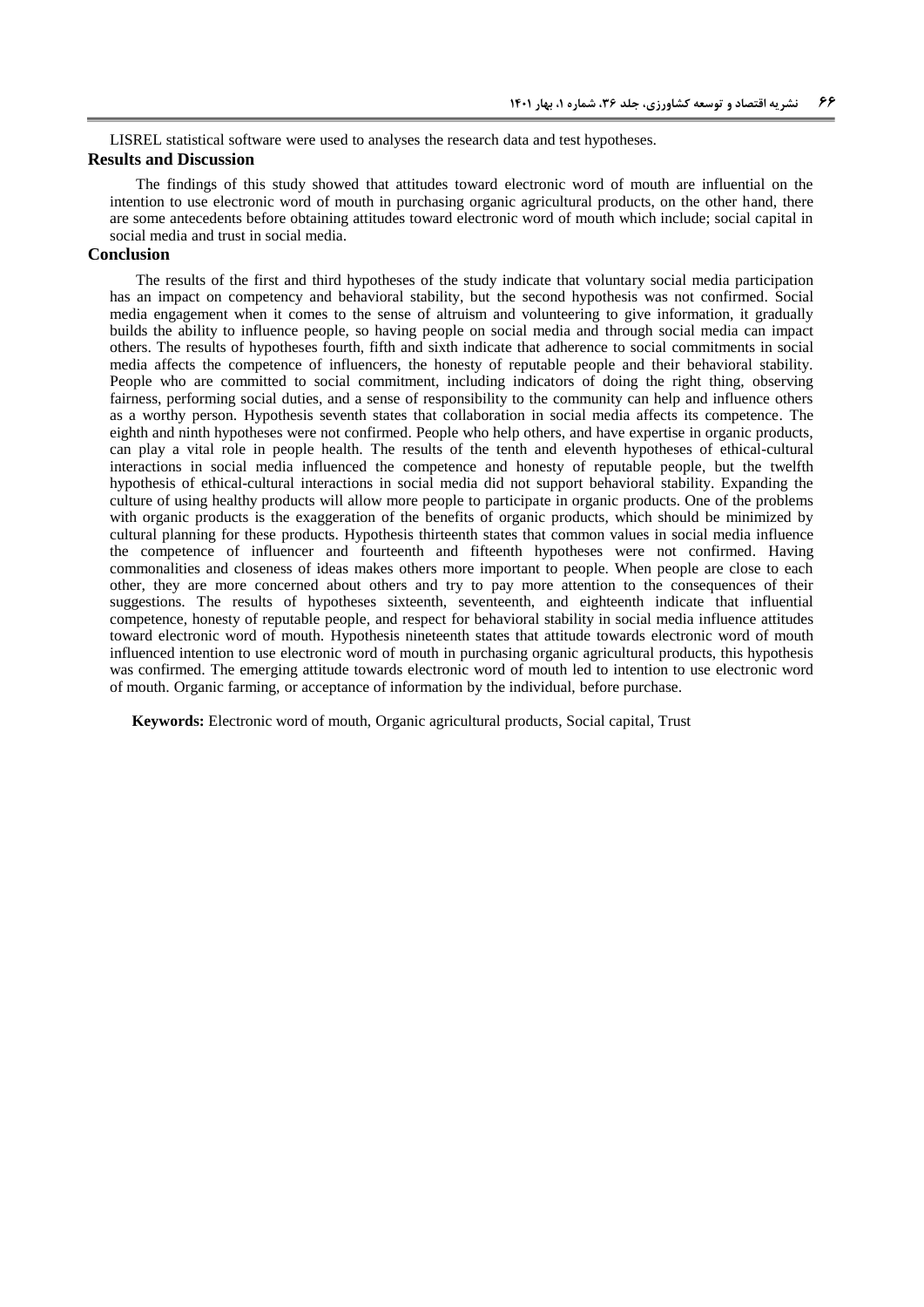LISREL statistical software were used to analyses the research data and test hypotheses.

## Results and Discussion

The findings of this study showed that attitudes toward electronic word of mouth are influential on the intention to use electronic word of mouth in purchasing organic agricultural products, on the other hand, there are some antecedents before obtaining attitudes toward electronic word of mouth which include; social capital in social media and trust in social media.

## Conclusion

The results of the first and third hypotheses of the study indicate that voluntary social media participation has an impact on competency and behavioral stability, but the second hypothesis was not confirmed. Social media engagement when it comes to the sense of altruism and volunteering to give information, it gradually builds the ability to influence people, so having people on social media and through social media can impact others. The results of hypotheses fourth, fifth and sixth indicate that adherence to social commitments in social media affects the competence of influencers, the honesty of reputable people and their behavioral stability. People who are committed to social commitment, including indicators of doing the right thing, observing fairness, performing social duties, and a sense of responsibility to the community can help and influence others as a worthy person. Hypothesis seventh states that collaboration in social media affects its competence. The eighth and ninth hypotheses were not confirmed. People who help others, and have expertise in organic products, can play a vital role in people health. The results of the tenth and eleventh hypotheses of ethical-cultural interactions in social media influenced the competence and honesty of reputable people, but the twelfth hypothesis of ethical-cultural interactions in social media did not support behavioral stability. Expanding the culture of using healthy products will allow more people to participate in organic products. One of the problems with organic products is the exaggeration of the benefits of organic products, which should be minimized by cultural planning for these products. Hypothesis thirteenth states that common values in social media influence the competence of influencer and fourteenth and fifteenth hypotheses were not confirmed. Having commonalities and closeness of ideas makes others more important to people. When people are close to each other, they are more concerned about others and try to pay more attention to the consequences of their suggestions. The results of hypotheses sixteenth, seventeenth, and eighteenth indicate that influential competence, honesty of reputable people, and respect for behavioral stability in social media influence attitudes toward electronic word of mouth. Hypothesis nineteenth states that attitude towards electronic word of mouth influenced intention to use electronic word of mouth in purchasing organic agricultural products, this hypothesis was confirmed. The emerging attitude towards electronic word of mouth led to intention to use electronic word of mouth. Organic farming, or acceptance of information by the individual, before purchase.

**Keywords:** Electronic word of mouth, Organic agricultural products, Social capital, Trust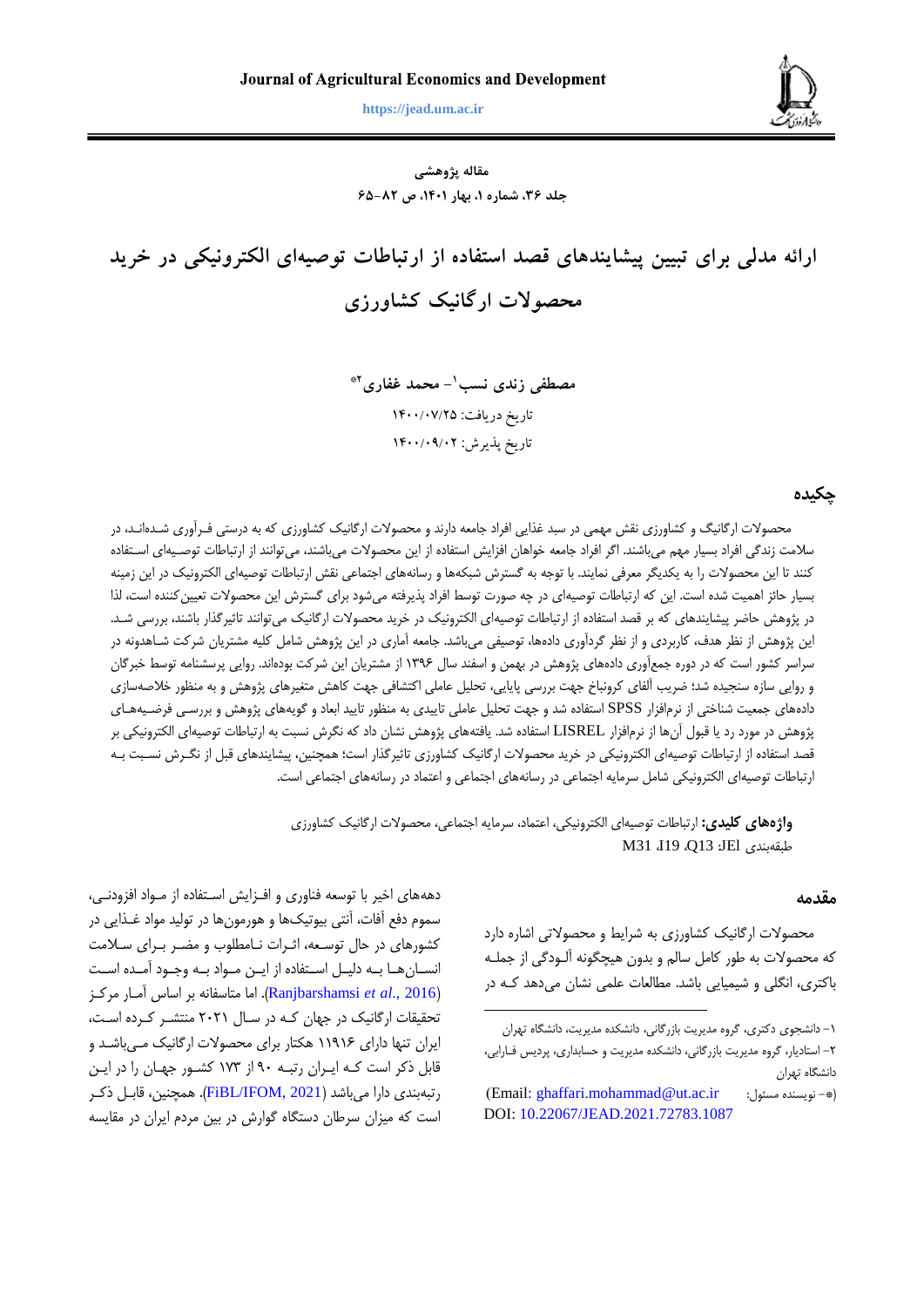**مقاله پژوهشی**

# ارائه مدلی برای تبیین پیشایندهای قصد استفاده از ارتباطات توصیه‌ای الکترونیکی در خرید محصولات ارگانیک کشاورزی

**مصطفی زندی نسب[1]- محمد غفاری[2]***

تاریخ دریافت: ۱۴۰۰/۰۷/۲۵

تاریخ پذیرش: ۱۴۰۰/۰۹/۰۲

## چکیده

محصولات ارگانیگ و کشاورزی نقش مهمی در سبد غذایی افراد جامعه دارند و محصولات ارگانیک کشاورزی که به درستی فرآوری شده‌اند، در سلامت زندگی افراد بسیار مهم می‌باشند. اگر افراد جامعه خواهان افزایش استفاده از این محصولات می‌باشند، می‌توانند از ارتباطات توصیه‌ای استفاده کنند تا این محصولات را به یکدیگر معرفی نمایند. با توجه به گسترش شبکه‌ها و رسانه‌های اجتماعی نقش ارتباطات توصیه‌ای الکترونیک در این زمینه بسیار حائز اهمیت شده است. این که ارتباطات توصیه‌ای در چه صورت توسط افراد پذیرفته می‌شود برای گسترش این محصولات تعیین‌کننده است، لذا در پژوهش حاضر پیشایندهای که بر قصد استفاده از ارتباطات توصیه‌ای الکترونیک در خرید محصولات ارگانیک می‌توانند تاثیرگذار باشند، بررسی شد. این پژوهش از نظر هدف، کاربردی و از نظر گردآوری داده‌ها، توصیفی می‌باشد. جامعه آماری در این پژوهش شامل کلیه مشتریان شرکت شاهدونه در سراسر کشور است که در دوره جمع‌آوری داده‌های پژوهش در بهمن و اسفند سال ۱۳۹۶ از مشتریان این شرکت بوده‌اند. روایی پرسشنامه توسط خبرگان و روایی سازه سنجیده شد؛ ضریب آلفای کرونباخ جهت بررسی پایایی، تحلیل عاملی اکتشافی جهت کاهش متغیرهای پژوهش و به منظور خلاصه‌سازی داده‌های جمعیت شناختی از نرم‌افزار SPSS استفاده شد و جهت تحلیل عاملی تاییدی به منظور تایید ابعاد و گویه‌های پژوهش و بررسی فرضیه‌های پژوهش در مورد رد یا قبول آن‌ها از نرم‌افزار LISREL استفاده شد. یافته‌های پژوهش نشان داد که نگرش نسبت به ارتباطات توصیه‌ای الکترونیکی بر قصد استفاده از ارتباطات توصیه‌ای الکترونیکی در خرید محصولات ارگانیک کشاورزی تاثیرگذار است؛ همچنین، پیشایندهای قبل از نگرش نسبت به ارتباطات توصیه‌ای الکترونیکی شامل سرمایه اجتماعی در رسانه‌های اجتماعی و اعتماد در رسانه‌های اجتماعی است.

**واژه‌های کلیدی:** ارتباطات توصیه‌ای الکترونیکی، اعتماد، سرمایه اجتماعی، محصولات ارگانیک کشاورزی

طبقه‌بندی JEL: Q13، J19، M31

## مقدمه

محصولات ارگانیک کشاورزی به شرایط و محصولاتی اشاره دارد که محصولات به طور کامل سالم و بدون هیچگونه آلودگی از جمله باکتری، انگلی و شیمیایی باشد. مطالعات علمی نشان می‌دهد کـه در دهه‌های اخیر با توسعه فناوری و افزایش استفاده از مواد افزودنی، سموم دفع آفات، آنتی بیوتیک‌ها و هورمون‌ها در تولید مواد غذایی در کشورهای در حال توسعه، اثرات نامطلوب و مضر برای سلامت انسان‌ها به دلیل استفاده از این مواد به وجود آمده است (Ranjbarshamsi *et al.*, 2016). اما متاسفانه بر اساس آمار مرکز تحقیقات ارگانیک در جهان که در سال ۲۰۲۱ منتشر کرده است، ایران تنها دارای ۱۱۹۱۶ هکتار برای محصولات ارگانیک می‌باشد و قابل ذکر است که ایران رتبه ۹۰ از ۱۷۳ کشور جهان را در این رتبه‌بندی دارا می‌باشد (FiBL/IFOM, 2021). همچنین، قابل ذکر است که میزان سرطان دستگاه گوارش در بین مردم ایران در مقایسه

---

۱- دانشجوی دکتری، گروه مدیریت بازرگانی، دانشکده مدیریت، دانشگاه تهران

۲- استادیار، گروه مدیریت بازرگانی، دانشکده مدیریت و حسابداری، پردیس فارابی، دانشگاه تهران

(*- نویسنده مسئول: Email: ghaffari.mohammad@ut.ac.ir)

DOI: 10.22067/JEAD.2021.72783.1087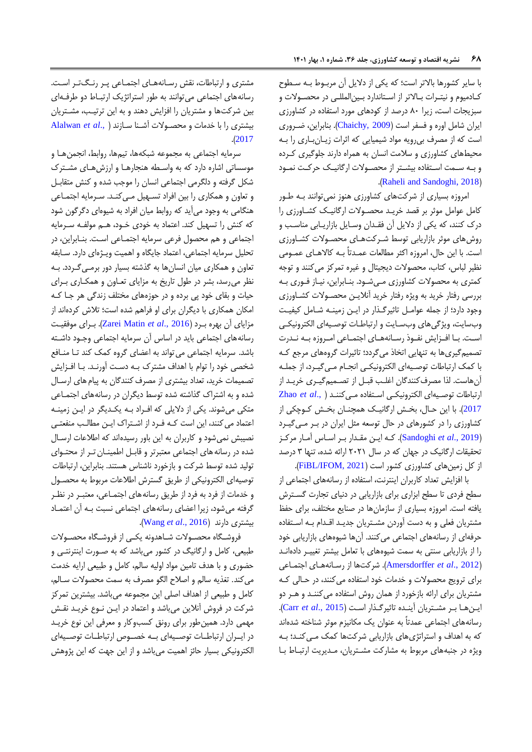با سایر کشورها بالاتر است؛ که یکی از دلایل آن مربوط به سطوح کادمیوم و نیترات بالاتر از استاندارد بین‌المللی در محصولات و سبزیجات است، زیرا ۸۰ درصد از کودهای مورد استفاده در کشاورزی ایران شامل اوره و فسفر است (Chaichy, 2009). بنابراین، ضروری است که از مصرف بی‌رویه مواد شیمیایی که اثرات زیان‌باری را به محیط‌های کشاورزی و سلامت انسان به همراه دارند جلوگیری کرده و به سمت استفاده بیشتر از محصولات ارگانیک حرکت نمود (Raheli and Sandoghi, 2018).

امروزه بسیاری از شرکت‌های کشاورزی هنوز نمی‌توانند به طور کامل عوامل موثر بر قصد خرید محصولات ارگانیک کشاورزی را درک کنند، که یکی از دلایل آن فقدان وسایل بازاریابی مناسب و روش‌های موثر بازاریابی توسط شرکت‌های محصولات کشاورزی است. با این حال، امروزه اکثر مطالعات عمدتاً به کالاهای عمومی نظیر لباس، کتاب، محصولات دیجیتال و غیره تمرکز می‌کنند و توجه کمتری به محصولات کشاورزی می‌شود. بنابراین، نیاز فوری به بررسی رفتار خرید به ویژه رفتار خرید آنلاین محصولات کشاورزی وجود دارد؛ از جمله عوامل تاثیرگذار در این زمینه شامل کیفیت وبسایت، ویژگی‌های وب‌سایت و ارتباطات توصیه‌ای الکترونیکی است. با افزایش نفوذ رسانه‌های اجتماعی امروزه به ندرت تصمیم‌گیری‌ها به تنهایی اتخاذ می‌گردد؛ تاثیرات گروه‌های مرجع که با کمک ارتباطات توصیه‌ای الکترونیکی انجام می‌گیرد، از جمله آن‌هاست. لذا مصرف‌کنندگان اغلب قبل از تصمیم‌گیری خرید از ارتباطات توصیه‌ای الکترونیکی استفاده می‌کنند (Zhao *et al*., 2017). با این حال، بخش ارگانیک همچنان بخش کوچکی از کشاورزی را در کشورهای در حال توسعه مثل ایران در بر می‌گیرد (Sandoghi *et al*., 2019). که این مقدار بر اساس آمار مرکز تحقیقات ارگانیک در جهان که در سال ۲۰۲۱ ارائه شده، تنها ۳ درصد از کل زمین‌های کشاورزی کشور است (FiBL/IFOM, 2021).

با افزایش تعداد کاربران اینترنت، استفاده از رسانه‌های اجتماعی از سطح فردی تا سطح ابزاری برای بازاریابی در دنیای تجارت گسترش یافته است. امروزه بسیاری از سازمان‌ها در صنایع مختلف، برای حفظ مشتریان فعلی و به دست آوردن مشتریان جدید اقدام به استفاده حرفه‌ای از رسانه‌های اجتماعی می‌کنند. آن‌ها شیوه‌های بازاریابی خود را از بازاریابی سنتی به سمت شیوه‌های با تعامل بیشتر تغییر داده‌اند (Amersdorffer *et al*., 2012). شرکت‌ها از رسانه‌های اجتماعی برای ترویج محصولات و خدمات خود استفاده می‌کنند، در حالی که مشتریان برای ارائه بازخورد از همان روش استفاده می‌کنند و هر دو این‌ها بر مشتریان آینده تاثیرگذار است (Carr *et al*., 2015). رسانه‌های اجتماعی عمدتاً به عنوان یک مکانیزم موثر شناخته شده‌اند که به اهداف و استراتژی‌های بازاریابی شرکت‌ها کمک می‌کند؛ به ویژه در جنبه‌های مربوط به مشارکت مشتریان، مدیریت ارتباط با مشتری و ارتباطات، نقش رسانه‌های اجتماعی پر رنگ‌تر است. رسانه‌های اجتماعی می‌توانند به طور استراتژیک ارتباط دو طرفه‌ای بین شرکت‌ها و مشتریان را افزایش دهند و به این ترتیب، مشتریان بیشتری را با خدمات و محصولات آشنا سازند (Alalwan *et al*., 2017).

سرمایه اجتماعی به مجموعه شبکه‌ها، تیم‌ها، روابط، انجمن‌ها و موسساتی اشاره دارد که به واسطه هنجارها و ارزش‌های مشترک شکل گرفته و دلگرمی اجتماعی انسان را موجب شده و کنش متقابل و تعاون و همکاری را بین افراد تسهیل می‌کند. سرمایه اجتماعی هنگامی به وجود می‌آید که روابط میان افراد به شیوه‌ای دگرگون شود که کنش را تسهیل کند. اعتماد به خودی خود، هم مولفه سرمایه اجتماعی و هم محصول فرعی سرمایه اجتماعی است. بنابراین، در تحلیل سرمایه اجتماعی، اعتماد جایگاه و اهمیت ویژه‌ای دارد. سابقه تعاون و همکاری میان انسان‌ها به گذشته بسیار دور برمی‌گردد. به نظر می‌رسد، بشر در طول تاریخ به مزایای تعاون و همکاری برای حیات و بقای خود پی برده و در حوزه‌های مختلف زندگی هر جا که امکان همکاری با دیگران برای او فراهم شده است؛ تلاش کرده‌اند از مزایای آن بهره برد (Zarei Matin *et al*., 2016). برای موفقیت رسانه‌های اجتماعی باید در اساس آن سرمایه اجتماعی وجود داشته باشد. سرمایه اجتماعی می‌تواند به اعضای گروه کمک کند تا منافع شخصی خود را توام با اهداف مشترک به دست آورند. با افزایش تصمیمات خرید، تعداد بیشتری از مصرف کنندگان به پیام‌های ارسال شده و به اشتراک گذاشته شده توسط دیگران در رسانه‌های اجتماعی متکی می‌شوند. یکی از دلایلی که افراد به یکدیگر در این زمینه اعتماد می‌کنند، این است که فرد از اشتراک این مطالب منفعتی نصیبش نمی‌شود و کاربران به این باور رسیده‌اند که اطلاعات ارسال شده در رسانه‌های اجتماعی معتبرتر و قابل اطمینان‌تر از محتوای تولید شده توسط شرکت و بازخورد ناشناس هستند. بنابراین، ارتباطات توصیه‌ای الکترونیکی از طریق گسترش اطلاعات مربوط به محصول و خدمات از فرد به فرد از طریق رسانه‌های اجتماعی، معتبر در نظر گرفته می‌شود، زیرا اعضای رسانه‌های اجتماعی نسبت به آن اعتماد بیشتری دارند (Wang *et al*., 2016).

فروشگاه محصولات شاهدونه یکی از فروشگاه محصولات طبیعی، کامل و ارگانیگ در کشور می‌باشد که به صورت اینترنتی و حضوری و با هدف تامین مواد اولیه سالم، کامل و طبیعی ارایه خدمت می‌کند. تغذیه سالم و اصلاح الگو مصرف به سمت محصولات سالم، کامل و طبیعی از اهداف اصلی این مجموعه می‌باشد. بیشترین تمرکز شرکت در فروش آنلاین می‌باشد و اعتماد در این نوع خرید نقش مهمی دارد. همین‌طور برای رونق کسب‌وکار و معرفی این نوع خرید در ایران ارتباطات توصیه‌ای به خصوص ارتباطات توصیه‌ای الکترونیکی بسیار حائز اهمیت می‌باشد و از این جهت که این پژوهش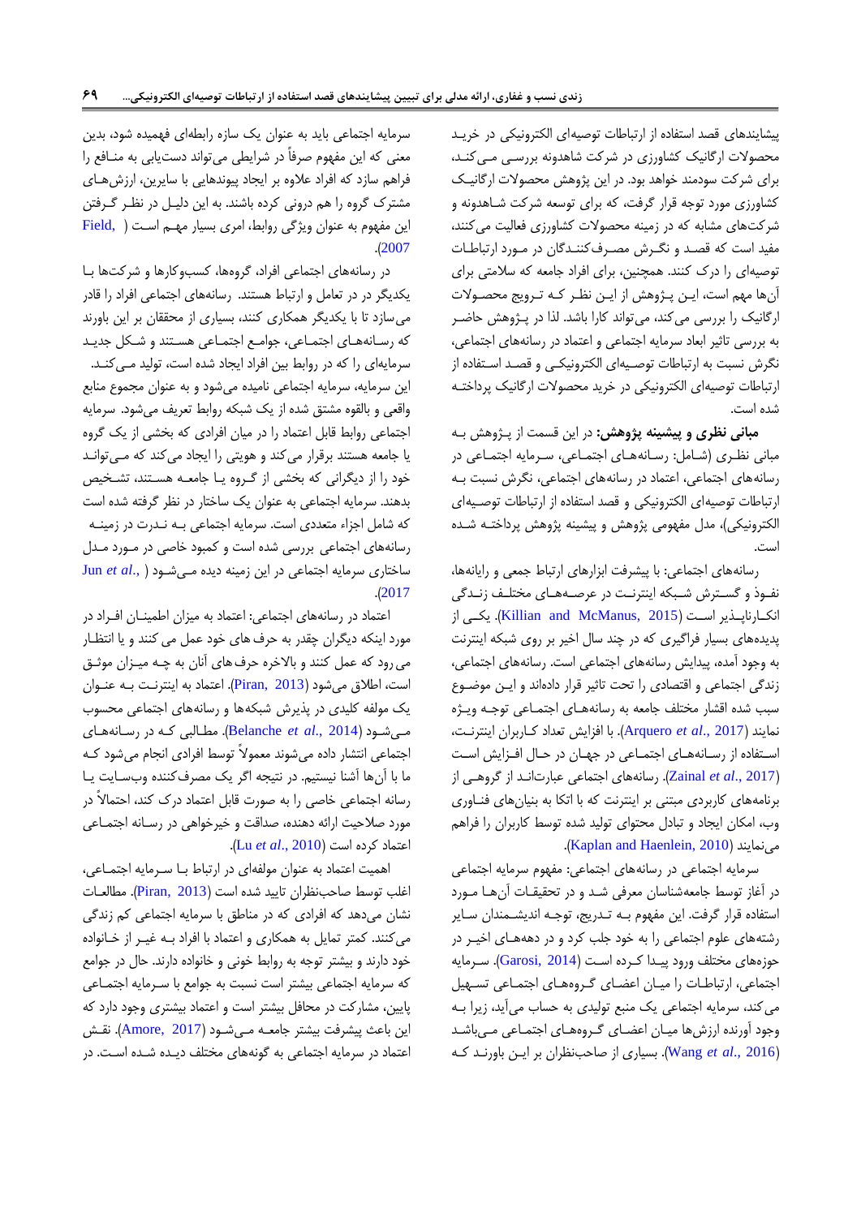پیشایندهای قصد استفاده از ارتباطات توصیه‌ای الکترونیکی در خرید محصولات ارگانیک کشاورزی در شرکت شاهدونه بررسی می‌کند، برای شرکت سودمند خواهد بود. در این پژوهش محصولات ارگانیک کشاورزی مورد توجه قرار گرفت، که برای توسعه شرکت شاهدونه و شرکت‌های مشابه که در زمینه محصولات کشاورزی فعالیت می‌کنند، مفید است که قصد و نگرش مصرف‌کنندگان در مورد ارتباطات توصیه‌ای را درک کنند. همچنین، برای افراد جامعه که سلامتی برای آن‌ها مهم است، این پژوهش از این نظر که ترویج محصولات ارگانیک را بررسی می‌کند، می‌تواند کارا باشد. لذا در پژوهش حاضر به بررسی تاثیر ابعاد سرمایه اجتماعی و اعتماد در رسانه‌های اجتماعی، نگرش نسبت به ارتباطات توصیه‌ای الکترونیکی و قصد استفاده از ارتباطات توصیه‌ای الکترونیکی در خرید محصولات ارگانیک پرداخته شده است.

**مبانی نظری و پیشینه پژوهش:** در این قسمت از پژوهش به مبانی نظری (شامل: رسانه‌های اجتماعی، سرمایه اجتماعی در رسانه‌های اجتماعی، اعتماد در رسانه‌های اجتماعی، نگرش نسبت به ارتباطات توصیه‌ای الکترونیکی و قصد استفاده از ارتباطات توصیه‌ای الکترونیکی)، مدل مفهومی پژوهش و پیشینه پژوهش پرداخته شده است.

رسانه‌های اجتماعی: با پیشرفت ابزارهای ارتباط جمعی و رایانه‌ها، نفوذ و گسترش شبکه اینترنت در عرصه‌های مختلف زندگی انکارناپذیر است (Killian and McManus, 2015). یکی از پدیده‌های بسیار فراگیری که در چند سال اخیر بر روی شبکه اینترنت به وجود آمده، پیدایش رسانه‌های اجتماعی است. رسانه‌های اجتماعی، زندگی اجتماعی و اقتصادی را تحت تاثیر قرار داده‌اند و این موضوع سبب شده اقشار مختلف جامعه به رسانه‌های اجتماعی توجه ویژه نمایند (Arquero *et al*., 2017). با افزایش تعداد کاربران اینترنت، استفاده از رسانه‌های اجتماعی در جهان در حال افزایش است (Zainal *et al*., 2017). رسانه‌های اجتماعی عبارتاند از گروهی از برنامه‌های کاربردی مبتنی بر اینترنت که با اتکا به بنیان‌های فناوری وب، امکان ایجاد و تبادل محتوای تولید شده توسط کاربران را فراهم می‌نمایند (Kaplan and Haenlein, 2010).

سرمایه اجتماعی در رسانه‌های اجتماعی: مفهوم سرمایه اجتماعی در آغاز توسط جامعه‌شناسان معرفی شد و در تحقیقات آن‌ها مورد استفاده قرار گرفت. این مفهوم به تدریج، توجه اندیشمندان سایر رشته‌های علوم اجتماعی را به خود جلب کرد و در دهه‌های اخیر در حوزه‌های مختلف ورود پیدا کرده است (Garosi, 2014). سرمایه اجتماعی، ارتباطات را میان اعضای گروه‌های اجتماعی تسهیل می‌کند، سرمایه اجتماعی یک منبع تولیدی به حساب می‌آید، زیرا به وجود آورنده ارزش‌ها میان اعضای گروه‌های اجتماعی می‌باشد (Wang *et al*., 2016). بسیاری از صاحب‌نظران بر این باورند که سرمایه اجتماعی باید به عنوان یک سازه رابطه‌ای فهمیده شود، بدین معنی که این مفهوم صرفاً در شرایطی می‌تواند دستیابی به منافع را فراهم سازد که افراد علاوه بر ایجاد پیوندهایی با سایرین، ارزش‌های مشترک گروه را هم درونی کرده باشند. به این دلیل در نظر گرفتن این مفهوم به عنوان ویژگی روابط، امری بسیار مهم است (Field, 2007).

در رسانه‌های اجتماعی افراد، گروه‌ها، کسب‌وکارها و شرکت‌ها با یکدیگر در تعامل و ارتباط هستند. رسانه‌های اجتماعی افراد را قادر می‌سازد تا با یکدیگر همکاری کنند، بسیاری از محققان بر این باورند که رسانه‌های اجتماعی، جوامع اجتماعی هستند و شکل جدید سرمایه‌ای را که در روابط بین افراد ایجاد شده است، تولید می‌کنند. این سرمایه، سرمایه اجتماعی نامیده می‌شود و به عنوان مجموع منابع واقعی و بالقوه مشتق شده از یک شبکه روابط تعریف می‌شود. سرمایه اجتماعی روابط قابل اعتماد را در میان افرادی که بخشی از یک گروه یا جامعه هستند برقرار می‌کند و هویتی را ایجاد می‌کند که می‌توانند خود را از دیگرانی که بخشی از گروه یا جامعه هستند، تشخیص بدهند. سرمایه اجتماعی به عنوان یک ساختار در نظر گرفته شده است که شامل اجزاء متعددی است. سرمایه اجتماعی به ندرت در زمینه رسانه‌های اجتماعی بررسی شده است و کمبود خاصی در مورد مدل ساختاری سرمایه اجتماعی در این زمینه دیده می‌شود (Jun *et al*., 2017).

اعتماد در رسانه‌های اجتماعی: اعتماد به میزان اطمینان افراد در مورد اینکه دیگران چقدر به حرف‌های خود عمل می کنند و یا انتظار می‌رود که عمل کنند و بالاخره حرف‌های آنان به چه میزان موثق است، اطلاق می‌شود (Piran, 2013). اعتماد به اینترنت به عنوان یک مولفه کلیدی در پذیرش شبکه‌ها و رسانه‌های اجتماعی محسوب می‌شود (Belanche *et al*., 2014). مطالبی که در رسانه‌های اجتماعی انتشار داده می‌شوند معمولاً توسط افرادی انجام می‌شود که ما با آن‌ها آشنا نیستیم. در نتیجه اگر یک مصرف‌کننده وب‌سایت یا رسانه اجتماعی خاصی را به صورت قابل اعتماد درک کند، احتمالاً در مورد صلاحیت ارائه دهنده، صداقت و خیرخواهی در رسانه اجتماعی اعتماد کرده است (Lu *et al*., 2010).

اهمیت اعتماد به عنوان مولفه‌ای در ارتباط با سرمایه اجتماعی، اغلب توسط صاحب‌نظران تایید شده است (Piran, 2013). مطالعات نشان می‌دهد که افرادی که در مناطق با سرمایه اجتماعی کم زندگی می‌کنند. کمتر تمایل به همکاری و اعتماد با افراد به غیر از خانواده خود دارند و بیشتر توجه به روابط خونی و خانواده دارند. حال در جوامع که سرمایه اجتماعی بیشتر است نسبت به جوامع با سرمایه اجتماعی پایین، مشارکت در محافل بیشتر است و اعتماد بیشتری وجود دارد که این باعث پیشرفت بیشتر جامعه می‌شود (Amore, 2017). نقش اعتماد در سرمایه اجتماعی به گونه‌های مختلف دیده شده است. در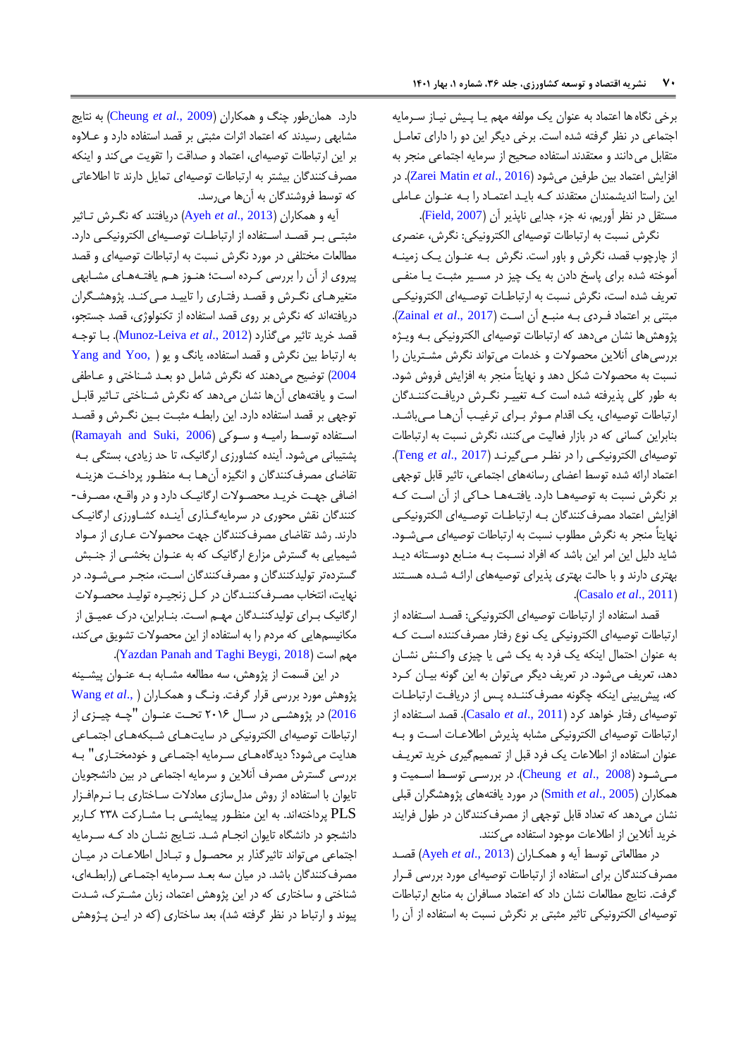برخی نگاه‌ها اعتماد به عنوان یک مولفه مهم یـا پیـش نیـاز سـرمایه اجتماعی در نظر گرفته شده است. برخی دیگر این دو را دارای تعامـل متقابل می‌دانند و معتقدند استفاده صحیح از سرمایه اجتماعی منجر به افزایش اعتماد بین طرفین می‌شود (Zarei Matin *et al*., 2016). در این راستا اندیشمندان معتقدند کـه بایـد اعتمـاد را بـه عنـوان عـاملی مستقل در نظر آوریم، نه جزء جدایی ناپذیر آن (Field, 2007).

نگرش نسبت به ارتباطات توصیه‌ای الکترونیکی: نگرش، عنصری از چارچوب قصد، نگرش و باور است. نگرش بـه عنـوان یـک زمینـه آموخته شده برای پاسخ دادن به یک چیز در مسیر مثبـت یـا منفـی تعریف شده است، نگرش نسبت به ارتباطـات توصـیه‌ای الکترونیکـی مبتنی بر اعتماد فـردی بـه منبـع آن اسـت (Zainal *et al*., 2017). پژوهش‌ها نشان می‌دهد که ارتباطات توصیه‌ای الکترونیکی بـه ویـژه بررسی‌های آنلاین محصولات و خدمات می‌تواند نگرش مشـتریان را نسبت به محصولات شکل دهد و نهایتاً منجر به افزایش فروش شود. به طور کلی پذیرفته شده است کـه تغییـر نگـرش دریافـت‌کننـدگان ارتباطات توصیه‌ای، یک اقدام مـوثر بـرای ترغیـب آن‌هـا مـی‌باشـد. بنابراین کسانی که در بازار فعالیت می‌کنند، نگرش نسبت به ارتباطات توصیه‌ای الکترونیکـی را در نظـر مـی‌گیرنـد (Teng *et al*., 2017). اعتماد ارائه شده توسط اعضای رسانه‌های اجتماعی، تاثیر قابل توجهی بر نگرش نسبت به توصیه‌هـا دارد. یافتـه‌هـا حـاکی از آن اسـت کـه افزایش اعتماد مصرف‌کنندگان بـه ارتباطـات توصـیه‌ای الکترونیکـی نهایتاً منجر به نگرش مطلوب نسبت به ارتباطات توصیه‌ای مـی‌شـود. شاید دلیل این امر این باشد که افراد نسـبت بـه منـابع دوسـتانه دیـد بهتری دارند و با حالت بهتری پذیرای توصیه‌های ارائـه شـده هسـتند (Casalo *et al*., 2011).

قصد استفاده از ارتباطات توصیه‌ای الکترونیکی: قصـد اسـتفاده از ارتباطات توصیه‌ای الکترونیکی یک نوع رفتار مصرف‌کننده اسـت کـه به عنوان احتمال اینکه یک فرد به یک شی یا چیزی واکـنش نشـان دهد، تعریف می‌شود. در تعریف دیگر می‌توان به این گونه بیـان کـرد که، پیش‌بینی اینکه چگونه مصرف‌کننـده پـس از دریافـت ارتباطـات توصیه‌ای رفتار خواهد کرد (Casalo *et al*., 2011). قصد اسـتفاده از ارتباطات توصیه‌ای الکترونیکی مشابه پذیرش اطلاعـات اسـت و بـه عنوان استفاده از اطلاعات یک فرد قبل از تصمیم‌گیری خرید تعریـف مـی‌شـود (Cheung *et al*., 2008). در بررسـی توسـط اسـمیت و همکاران (Smith *et al*., 2005) در مورد یافته‌های پژوهشگران قبلی نشان می‌دهد که تعداد قابل توجهی از مصرف‌کنندگان در طول فرایند خرید آنلاین از اطلاعات موجود استفاده می‌کنند.

در مطالعاتی توسط آیه و همکـاران (Ayeh *et al*., 2013) قصـد مصرف‌کنندگان برای استفاده از ارتباطات توصیه‌ای مورد بررسی قـرار گرفت. نتایج مطالعات نشان داد که اعتماد مسافران به منابع ارتباطات توصیه‌ای الکترونیکی تاثیر مثبتی بر نگرش نسبت به استفاده از آن را دارد. همان‌طور چنگ و همکاران (Cheung *et al*., 2009) به نتایج مشابهی رسیدند که اعتماد اثرات مثبتی بر قصد استفاده دارد و عـلاوه بر این ارتباطات توصیه‌ای، اعتماد و صداقت را تقویت می‌کند و اینکه مصرف‌کنندگان بیشتر به ارتباطات توصیه‌ای تمایل دارند تا اطلاعاتی که توسط فروشندگان به آن‌ها می‌رسد.

آیه و همکاران (Ayeh *et al*., 2013) دریافتند که نگـرش تـاثیر مثبتـی بـر قصـد اسـتفاده از ارتباطـات توصـیه‌ای الکترونیکـی دارد. مطالعات مختلفی در مورد نگرش نسبت به ارتباطات توصیه‌ای و قصد پیروی از آن را بررسی کـرده اسـت؛ هنـوز هـم یافتـه‌هـای مشـابهی متغیرهـای نگـرش و قصـد رفتـاری را تاییـد مـی‌کنـد. پژوهشـگران دریافته‌اند که نگرش بر روی قصد استفاده از تکنولوژی، قصد جستجو، قصد خرید تاثیر می‌گذارد (Munoz-Leiva *et al*., 2012). بـا توجـه به ارتباط بین نگرش و قصد استفاده، یانگ و یو (Yang and Yoo, 2004) توضیح می‌دهند که نگرش شامل دو بعـد شـناختی و عـاطفی است و یافته‌های آن‌ها نشان می‌دهد که نگرش شـناختی تـاثیر قابـل توجهی بر قصد استفاده دارد. این رابطـه مثبـت بـین نگـرش و قصـد اسـتفاده توسـط رامیـه و سـوکی (Ramayah and Suki, 2006) پشتیبانی می‌شود. آینده کشاورزی ارگانیک، تا حد زیادی، بستگی بـه تقاضای مصرف‌کنندگان و انگیزه آن‌هـا بـه منظـور پرداخـت هزینـه اضافی جهت خریـد محصـولات ارگانیـک دارد و در واقـع، مصـرف-کنندگان نقش محوری در سرمایه‌گـذاری آینـده کشـاورزی ارگانیـک دارند. رشد تقاضای مصرف‌کنندگان جهت محصولات عـاری از مـواد شیمیایی به گسترش مزارع ارگانیک که به عنـوان بخشـی از جنـبش گسترده‌تر تولیدکنندگان و مصرف‌کنندگان اسـت، منجـر مـی‌شـود. در نهایت، انتخاب مصـرف‌کننـدگان در کـل زنجیـره تولیـد محصـولات ارگانیک بـرای تولیدکننـدگان مهـم اسـت. بنـابراین، درک عمیـق از مکانیسم‌هایی که مردم را به استفاده از این محصولات تشویق می‌کند، مهم است (Yazdan Panah and Taghi Beygi, 2018).

در این قسمت از پژوهش، سه مطالعه مشابه بـه عنـوان پیشـینه پژوهش مورد بررسی قرار گرفت. ونـگ و همکـاران (Wang *et al*., 2016) در پژوهشـی در سـال ۲۰۱۶ تحـت عنـوان "چـه چیـزی از ارتباطات توصیه‌ای الکترونیکی در سایت‌هـای شـبکه‌هـای اجتمـاعی هدایت می‌شود؟ دیدگاه‌هـای سـرمایه اجتمـاعی و خودمختـاری" بـه بررسی گسترش مصرف آنلاین و سرمایه اجتماعی در بین دانشجویان تایوان با استفاده از روش مدل‌سازی معادلات سـاختاری بـا نـرم‌افـزار PLS پرداخته‌اند. به این منظـور پیمایشـی بـا مشـارکت ۲۳۸ کـاربر دانشجو در دانشگاه تایوان انجـام شـد. نتـایج نشـان داد کـه سـرمایه اجتماعی می‌تواند تاثیرگذار بر محصـول و تبـادل اطلاعـات در میـان مصرف‌کنندگان باشد. در میان سه بعـد سـرمایه اجتمـاعی (رابطـه‌ای، شناختی و ساختاری که در این پژوهش اعتماد، زبان مشـترک، شـدت پیوند و ارتباط در نظر گرفته شد)، بعد ساختاری (که در ایـن پـژوهش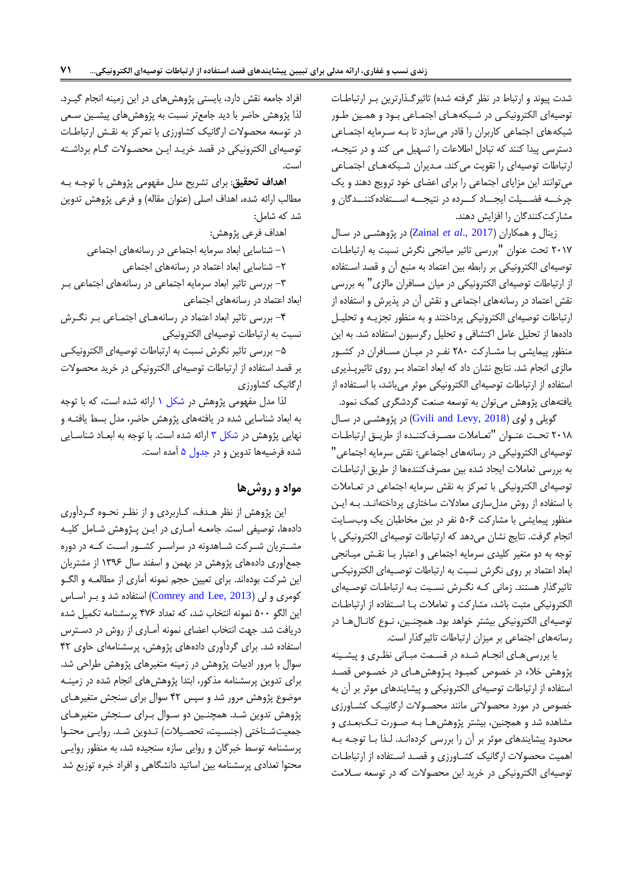شدت پیوند و ارتباط در نظر گرفته شده) تاثیرگذارترین بر ارتباطات توصیه‌ای الکترونیکی در شبکه‌های اجتماعی بود و همچنین طور شبکه‌های اجتماعی کاربران را قادر می‌سازد تا به سرمایه اجتماعی دسترسی پیدا کنند که تبادل اطلاعات را تسهیل می کند و در نتیجه، ارتباطات توصیه‌ای را تقویت می‌کند. مدیران شبکه‌های اجتماعی می‌توانند این مزایای اجتماعی را برای اعضای خود ترویج دهند و یک چرخه فضیلت ایجاد کرده در نتیجه استفاده‌کنندگان و مشارکت‌کنندگان را افزایش دهند.

زینال و همکاران (Zainal *et al*., 2017) در پژوهشی در سال ۲۰۱۷ تحت عنوان "بررسی تاثیر میانجی نگرش نسبت به ارتباطات توصیه‌ای الکترونیکی بر رابطه بین اعتماد به منبع آن و قصد استفاده از ارتباطات توصیه‌ای الکترونیکی در میان مسافران مالزی" به بررسی نقش اعتماد در رسانه‌های اجتماعی و نقش آن در پذیرش و استفاده از ارتباطات توصیه‌ای الکترونیکی پرداختند و به منظور تجزیه و تحلیل داده‌ها از تحلیل عامل اکتشافی و تحلیل رگرسیون استفاده شد. به این منظور پیمایشی با مشارکت ۲۸۰ نفر در میان مسافران در کشور مالزی انجام شد. نتایج نشان داد که ابعاد اعتماد بر روی تاثیرپذیری استفاده از ارتباطات توصیه‌ای الکترونیکی موثر می‌باشد، با استفاده از یافته‌های پژوهش می‌توان به توسعه صنعت گردشگری کمک نمود.

گویلی و لوی (Gvili and Levy, 2018) در پژوهشی در سال ۲۰۱۸ تحت عنوان "تعاملات مصرف‌کننده از طریق ارتباطات توصیه‌ای الکترونیکی در رسانه‌های اجتماعی: نقش سرمایه اجتماعی" به بررسی تعاملات ایجاد شده بین مصرف‌کننده‌ها از طریق ارتباطات توصیه‌ای الکترونیکی با تمرکز به نقش سرمایه اجتماعی در تعاملات با استفاده از روش مدل‌سازی معادلات ساختاری پرداخته‌اند. به این منظور پیمایشی با مشارکت ۵۰۶ نفر در بین مخاطبان یک وب‌سایت انجام گرفت. نتایج نشان می‌دهد که ارتباطات توصیه‌ای الکترونیکی با توجه به دو متغیر کلیدی سرمایه اجتماعی و اعتبار با نقش میانجی ابعاد اعتماد بر روی نگرش نسبت به ارتباطات توصیه‌ای الکترونیکی تاثیرگذار هستند. زمانی که نگرش نسبت به ارتباطات توصیه‌ای الکترونیکی مثبت باشد، مشارکت و تعاملات با استفاده از ارتباطات توصیه‌ای الکترونیکی بیشتر خواهد بود. همچنین، نوع کانال‌ها در رسانه‌های اجتماعی بر میزان ارتباطات تاثیرگذار است.

با بررسی‌های انجام شده در قسمت مبانی نظری و پیشینه پژوهش خلاء در خصوص کمبود پژوهش‌های در خصوص قصد استفاده از ارتباطات توصیه‌ای الکترونیکی و پیشایندهای موثر بر آن به خصوص در مورد محصولاتی مانند محصولات ارگانیک کشاورزی مشاهده شد و همچنین، بیشتر پژوهش‌ها به صورت تک‌بعدی و محدود پیشایندهای موثر بر آن را بررسی کرده‌اند. لذا با توجه به اهمیت محصولات ارگانیک کشاورزی و قصد استفاده از ارتباطات توصیه‌ای الکترونیکی در خرید این محصولات که در توسعه سلامت افراد جامعه نقش دارد، بایستی پژوهش‌های در این زمینه انجام گیرد. لذا پژوهش حاضر با دید جامع‌تر نسبت به پژوهش‌های پیشین سعی در توسعه محصولات ارگانیک کشاورزی با تمرکز به نقش ارتباطات توصیه‌ای الکترونیکی در قصد خرید این محصولات گام برداشته است.

**اهداف تحقیق**: برای تشریح مدل مفهومی پژوهش با توجه به مطالب ارائه شده، اهداف اصلی (عنوان مقاله) و فرعی پژوهش تدوین شد که شامل:

اهداف فرعی پژوهش:

۱- شناسایی ابعاد سرمایه اجتماعی در رسانه‌های اجتماعی

۲- شناسایی ابعاد اعتماد در رسانه‌های اجتماعی

۳- بررسی تاثیر ابعاد سرمایه اجتماعی در رسانه‌های اجتماعی بر ابعاد اعتماد در رسانه‌های اجتماعی

۴- بررسی تاثیر ابعاد اعتماد در رسانه‌های اجتماعی بر نگرش نسبت به ارتباطات توصیه‌ای الکترونیکی

۵- بررسی تاثیر نگرش نسبت به ارتباطات توصیه‌ای الکترونیکی بر قصد استفاده از ارتباطات توصیه‌ای الکترونیکی در خرید محصولات ارگانیک کشاورزی

لذا مدل مفهومی پژوهش در شکل ۱ ارائه شده است، که با توجه به ابعاد شناسایی شده در یافته‌های پژوهش حاضر، مدل بسط یافته و نهایی پژوهش در شکل ۳ ارائه شده است. با توجه به ابعاد شناسایی شده فرضیه‌ها تدوین و در جدول ۵ آمده است.

## مواد و روش‌ها

این پژوهش از نظر هدف، کاربردی و از نظر نحوه گردآوری داده‌ها، توصیفی است. جامعه آماری در این پژوهش شامل کلیه مشتریان شرکت شاهدونه در سراسر کشور است که در دوره جمع‌آوری داده‌های پژوهش در بهمن و اسفند سال ۱۳۹۶ از مشتریان این شرکت بوده‌اند. برای تعیین حجم نمونه آماری از مطالعه و الگو کومری و لی (Comrey and Lee, 2013) استفاده شد و بر اساس این الگو ۵۰۰ نمونه انتخاب شد، که تعداد ۴۷۶ پرسشنامه تکمیل شده دریافت شد. جهت انتخاب اعضای نمونه آماری از روش در دسترس استفاده شد. برای گردآوری داده‌های پژوهش، پرسشنامه‌ای حاوی ۴۲ سوال با مرور ادبیات پژوهش در زمینه متغیرهای پژوهش طراحی شد. برای تدوین پرسشنامه مذکور، ابتدا پژوهش‌های انجام شده در زمینه موضوع پژوهش مرور شد و سپس ۴۲ سوال برای سنجش متغیرهای پژوهش تدوین شد. همچنین دو سوال برای سنجش متغیرهای جمعیت‌شناختی (جنسیت، تحصیلات) تدوین شد. روایی محتوا پرسشنامه توسط خبرگان و روایی سازه سنجیده شد، به منظور روایی محتوا تعدادی پرسشنامه بین اساتید دانشگاهی و افراد خبره توزیع شد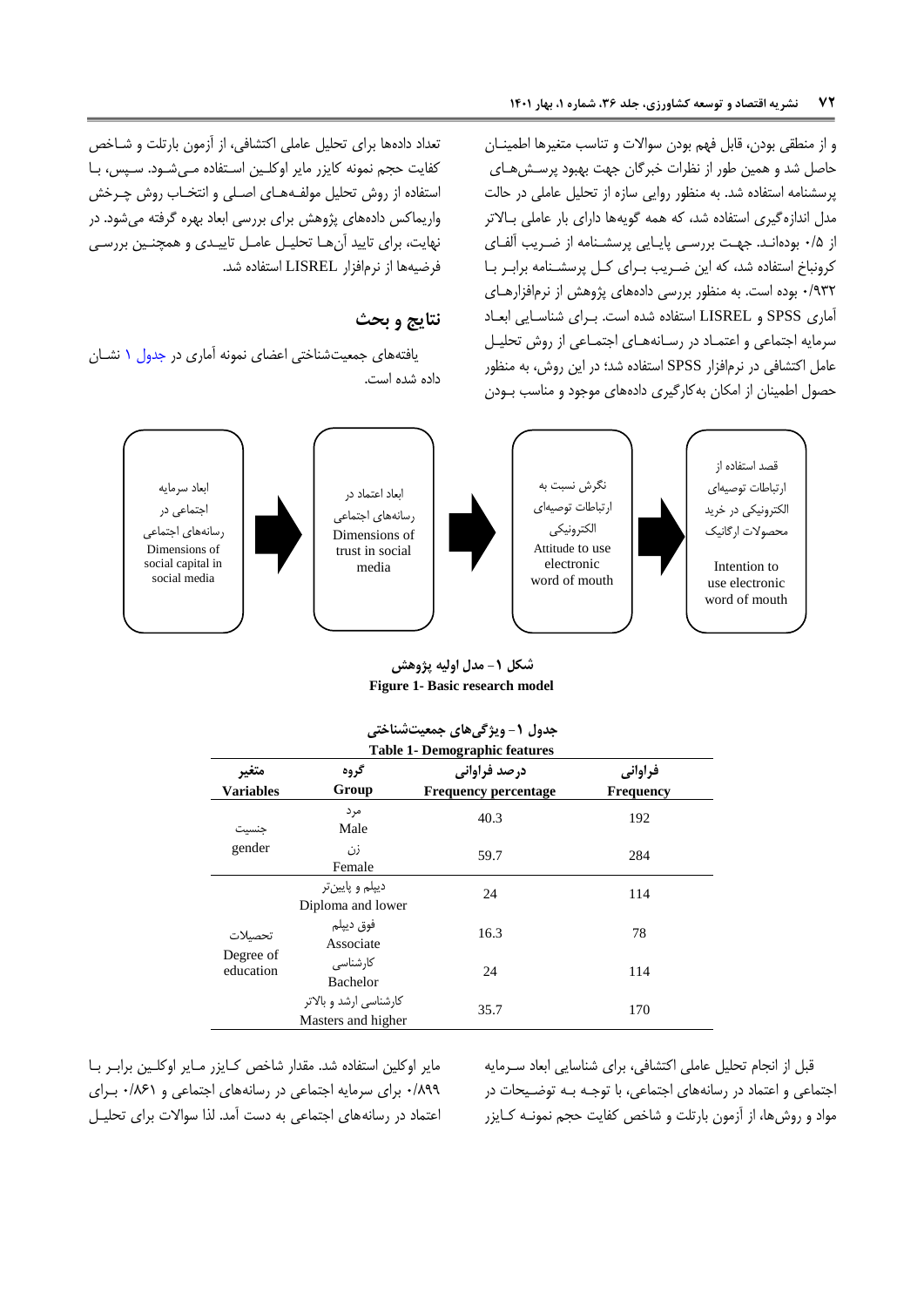و از منطقی بودن، قابل فهم بودن سوالات و تناسب متغیرها اطمینان حاصل شد و همین طور از نظرات خبرگان جهت بهبود پرسش‌های پرسشنامه استفاده شد. به منظور روایی سازه از تحلیل عاملی در حالت مدل اندازه‌گیری استفاده شد، که همه گویه‌ها دارای بار عاملی بالاتر از ۰/۵ بوده‌اند. جهت بررسی پایایی پرسشنامه از ضریب آلفای کرونباخ استفاده شد، که این ضریب برای کل پرسشنامه برابر با ۰/۹۳۲ بوده است. به منظور بررسی داده‌های پژوهش از نرم‌افزارهای آماری SPSS و LISREL استفاده شده است. برای شناسایی ابعاد سرمایه اجتماعی و اعتماد در رسانه‌های اجتماعی از روش تحلیل عامل اکتشافی در نرم‌افزار SPSS استفاده شد؛ در این روش، به منظور حصول اطمینان از امکان به‌کارگیری داده‌های موجود و مناسب بودن تعداد داده‌ها برای تحلیل عاملی اکتشافی، از آزمون بارتلت و شاخص کفایت حجم نمونه کایزر مایر اوکلین استفاده می‌شود. سپس، با استفاده از روش تحلیل مولفه‌های اصلی و انتخاب روش چرخش واریماکس داده‌های پژوهش برای بررسی ابعاد بهره گرفته می‌شود. در نهایت، برای تایید آن‌ها تحلیل عامل تاییدی و همچنین بررسی فرضیه‌ها از نرم‌افزار LISREL استفاده شد.

## نتایج و بحث

یافته‌های جمعیت‌شناختی اعضای نمونه آماری در جدول ۱ نشان داده شده است.

ابعاد سرمایه اجتماعی در رسانه‌های اجتماعی (Dimensions of social capital in social media) ← ابعاد اعتماد در رسانه‌های اجتماعی (Dimensions of trust in social media) ← نگرش نسبت به ارتباطات توصیه‌ای الکترونیکی (Attitude to use electronic word of mouth) ← قصد استفاده از ارتباطات توصیه‌ای الکترونیکی در خرید محصولات ارگانیک (Intention to use electronic word of mouth)

**شکل ۱- مدل اولیه پژوهش**

**Figure 1- Basic research model**

**جدول ۱- ویژگی‌های جمعیت‌شناختی**

**Table 1- Demographic features**

| متغیر Variables | گروه Group | درصد فراوانی Frequency percentage | فراوانی Frequency |
|---|---|---|---|
| جنسیت gender | مرد Male | 40.3 | 192 |
| | زن Female | 59.7 | 284 |
| تحصیلات Degree of education | دیپلم و پایین‌تر Diploma and lower | 24 | 114 |
| | فوق دیپلم Associate | 16.3 | 78 |
| | کارشناسی Bachelor | 24 | 114 |
| | کارشناسی ارشد و بالاتر Masters and higher | 35.7 | 170 |

قبل از انجام تحلیل عاملی اکتشافی، برای شناسایی ابعاد سرمایه اجتماعی و اعتماد در رسانه‌های اجتماعی، با توجه به توضیحات در مواد و روش‌ها، از آزمون بارتلت و شاخص کفایت حجم نمونه کایزر مایر اوکلین استفاده شد. مقدار شاخص کایزر مایر اوکلین برابر با ۰/۸۹۹ برای سرمایه اجتماعی در رسانه‌های اجتماعی و ۰/۸۶۱ برای اعتماد در رسانه‌های اجتماعی به دست آمد. لذا سوالات برای تحلیل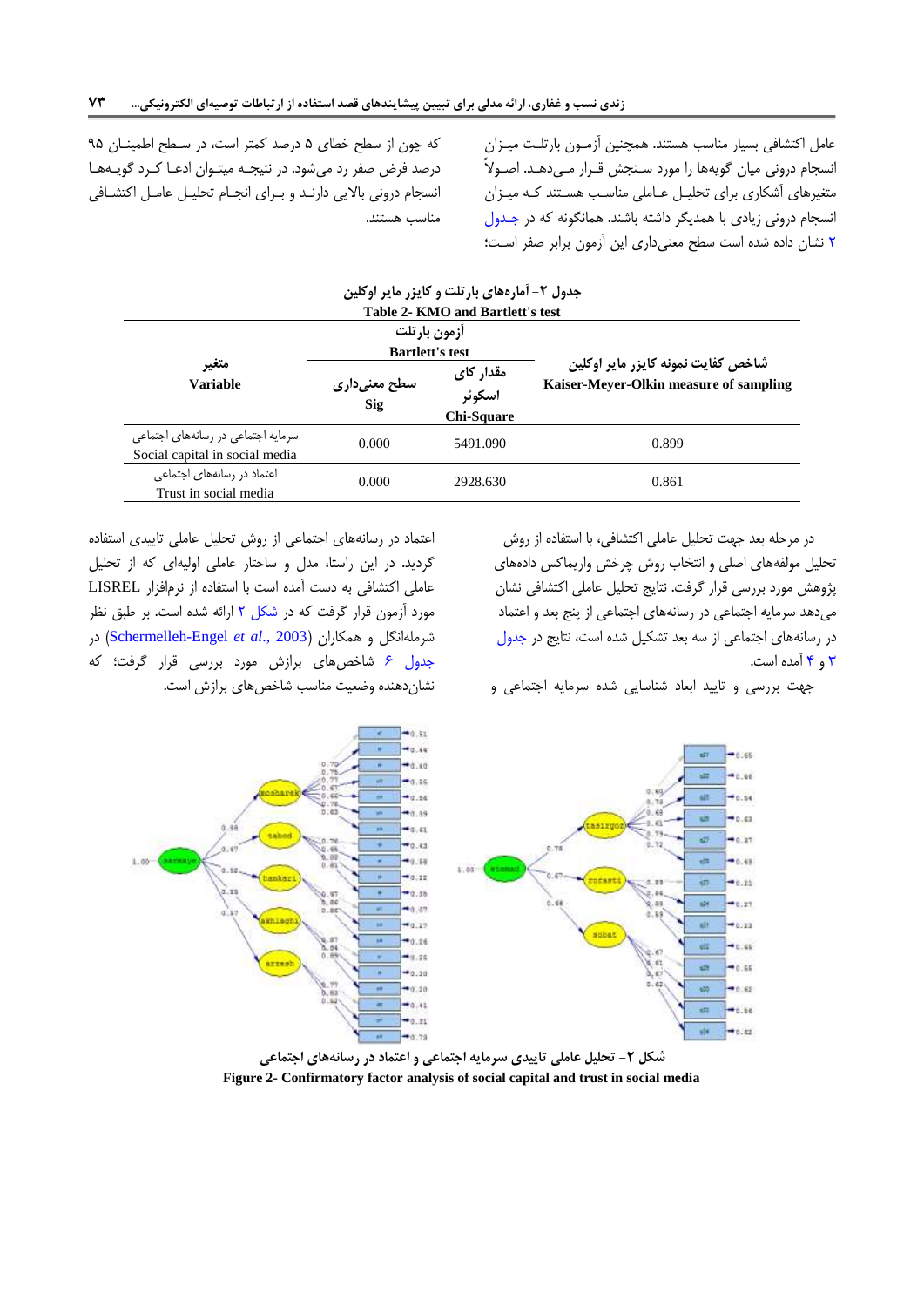عامل اکتشافی بسیار مناسب هستند. همچنین آزمون بارتلت میزان انسجام درونی میان گویه‌ها را مورد سنجش قرار می‌دهد. اصولاً متغیرهای آشکاری برای تحلیل عاملی مناسب هستند که میزان انسجام درونی زیادی با همدیگر داشته باشند. همانگونه که در جدول ۲ نشان داده شده است سطح معنی‌داری این آزمون برابر صفر است؛ که چون از سطح خطای ۵ درصد کمتر است، در سطح اطمینان ۹۵ درصد فرض صفر رد می‌شود. در نتیجه میتوان ادعا کرد گویه‌ها انسجام درونی بالایی دارند و برای انجام تحلیل عامل اکتشافی مناسب هستند.

جدول ۲- آماره‌های بارتلت و کایزر مایر اوکلین
Table 2- KMO and Bartlett's test

| متغیر Variable | آزمون بارتلت Bartlett's test | | شاخص کفایت نمونه کایزر مایر اوکلین Kaiser-Meyer-Olkin measure of sampling |
|---|---|---|---|
| | سطح معنی‌داری Sig | مقدار کای اسکوئر Chi-Square | |
| سرمایه اجتماعی در رسانه‌های اجتماعی Social capital in social media | 0.000 | 5491.090 | 0.899 |
| اعتماد در رسانه‌های اجتماعی Trust in social media | 0.000 | 2928.630 | 0.861 |

در مرحله بعد جهت تحلیل عاملی اکتشافی، با استفاده از روش تحلیل مولفه‌های اصلی و انتخاب روش چرخش واریماکس داده‌های پژوهش مورد بررسی قرار گرفت. نتایج تحلیل عاملی اکتشافی نشان می‌دهد سرمایه اجتماعی در رسانه‌های اجتماعی از پنج بعد و اعتماد در رسانه‌های اجتماعی از سه بعد تشکیل شده است، نتایج در جدول ۳ و ۴ آمده است.

جهت بررسی و تایید ابعاد شناسایی شده سرمایه اجتماعی و اعتماد در رسانه‌های اجتماعی از روش تحلیل عاملی تاییدی استفاده گردید. در این راستا، مدل و ساختار عاملی اولیه‌ای که از تحلیل عاملی اکتشافی به دست آمده است با استفاده از نرم‌افزار LISREL مورد آزمون قرار گرفت که در شکل ۲ ارائه شده است. بر طبق نظر شرمله‌انگل و همکاران (Schermelleh-Engel *et al.*, 2003) در جدول ۶ شاخص‌های برازش مورد بررسی قرار گرفت؛ که نشان‌دهنده وضعیت مناسب شاخص‌های برازش است.

شکل ۲- تحلیل عاملی تاییدی سرمایه اجتماعی و اعتماد در رسانه‌های اجتماعی
Figure 2- Confirmatory factor analysis of social capital and trust in social media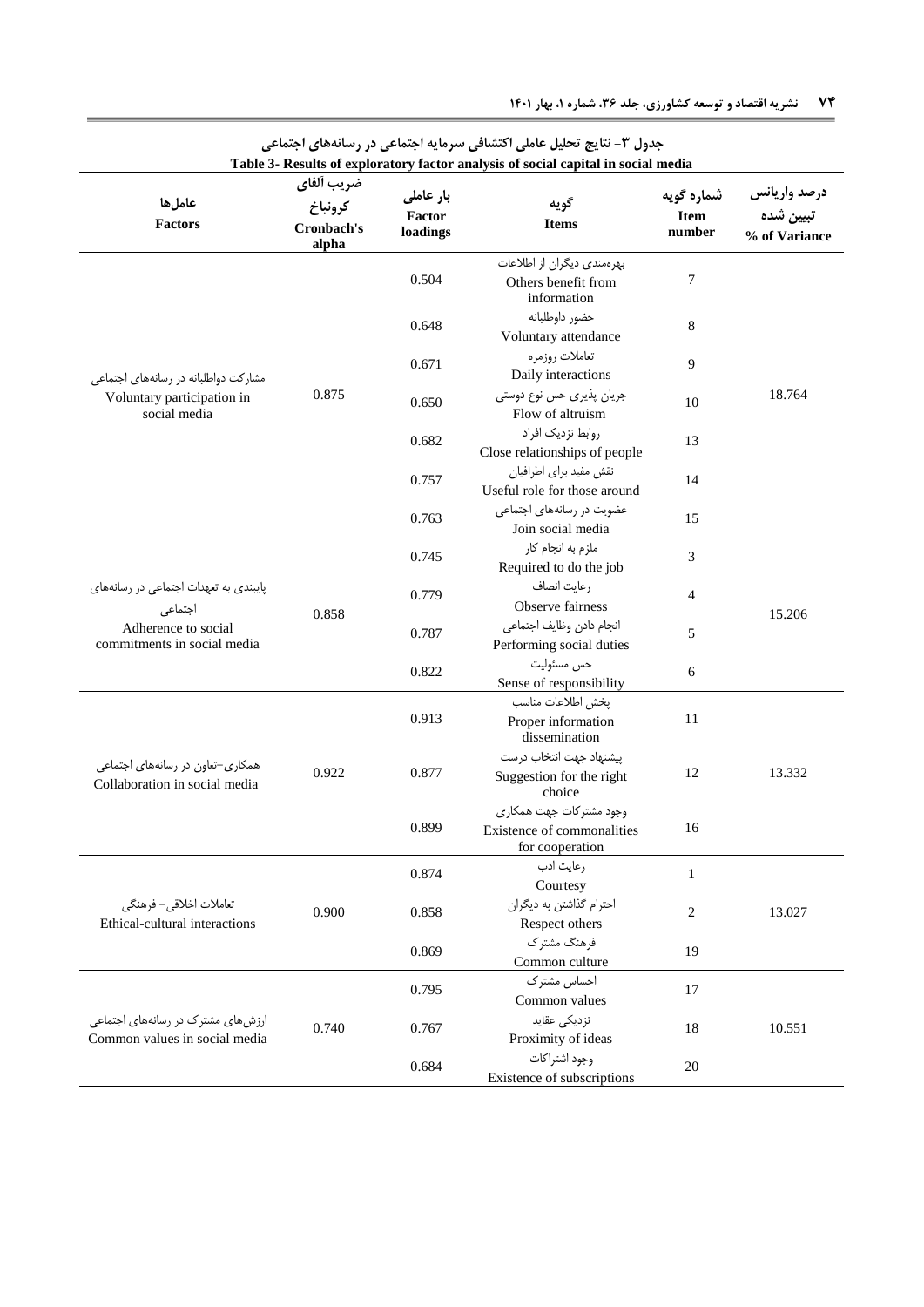جدول ۳- نتایج تحلیل عاملی اکتشافی سرمایه اجتماعی در رسانه‌های اجتماعی

Table 3- Results of exploratory factor analysis of social capital in social media

| عامل‌ها Factors | ضریب آلفای کرونباخ Cronbach's alpha | بار عاملی Factor loadings | گویه Items | شماره گویه Item number | درصد واریانس تبیین شده % of Variance |
|---|---|---|---|---|---|
| مشارکت دواطلبانه در رسانه‌های اجتماعی Voluntary participation in social media | 0.875 | 0.504 | بهره‌مندی دیگران از اطلاعات Others benefit from information | 7 | 18.764 |
| | | 0.648 | حضور داوطلبانه Voluntary attendance | 8 | |
| | | 0.671 | تعاملات روزمره Daily interactions | 9 | |
| | | 0.650 | جریان پذیری حس نوع دوستی Flow of altruism | 10 | |
| | | 0.682 | روابط نزدیک افراد Close relationships of people | 13 | |
| | | 0.757 | نقش مفید برای اطرافیان Useful role for those around | 14 | |
| | | 0.763 | عضویت در رسانه‌های اجتماعی Join social media | 15 | |
| پایبندی به تعهدات اجتماعی در رسانه‌های اجتماعی Adherence to social commitments in social media | 0.858 | 0.745 | ملزم به انجام کار Required to do the job | 3 | 15.206 |
| | | 0.779 | رعایت انصاف Observe fairness | 4 | |
| | | 0.787 | انجام دادن وظایف اجتماعی Performing social duties | 5 | |
| | | 0.822 | حس مسئولیت Sense of responsibility | 6 | |
| همکاری-تعاون در رسانه‌های اجتماعی Collaboration in social media | 0.922 | 0.913 | پخش اطلاعات مناسب Proper information dissemination | 11 | 13.332 |
| | | 0.877 | پیشنهاد جهت انتخاب درست Suggestion for the right choice | 12 | |
| | | 0.899 | وجود مشترکات جهت همکاری Existence of commonalities for cooperation | 16 | |
| تعاملات اخلاقی- فرهنگی Ethical-cultural interactions | 0.900 | 0.874 | رعایت ادب Courtesy | 1 | 13.027 |
| | | 0.858 | احترام گذاشتن به دیگران Respect others | 2 | |
| | | 0.869 | فرهنگ مشترک Common culture | 19 | |
| ارزش‌های مشترک در رسانه‌های اجتماعی Common values in social media | 0.740 | 0.795 | احساس مشترک Common values | 17 | 10.551 |
| | | 0.767 | نزدیکی عقاید Proximity of ideas | 18 | |
| | | 0.684 | وجود اشتراکات Existence of subscriptions | 20 | |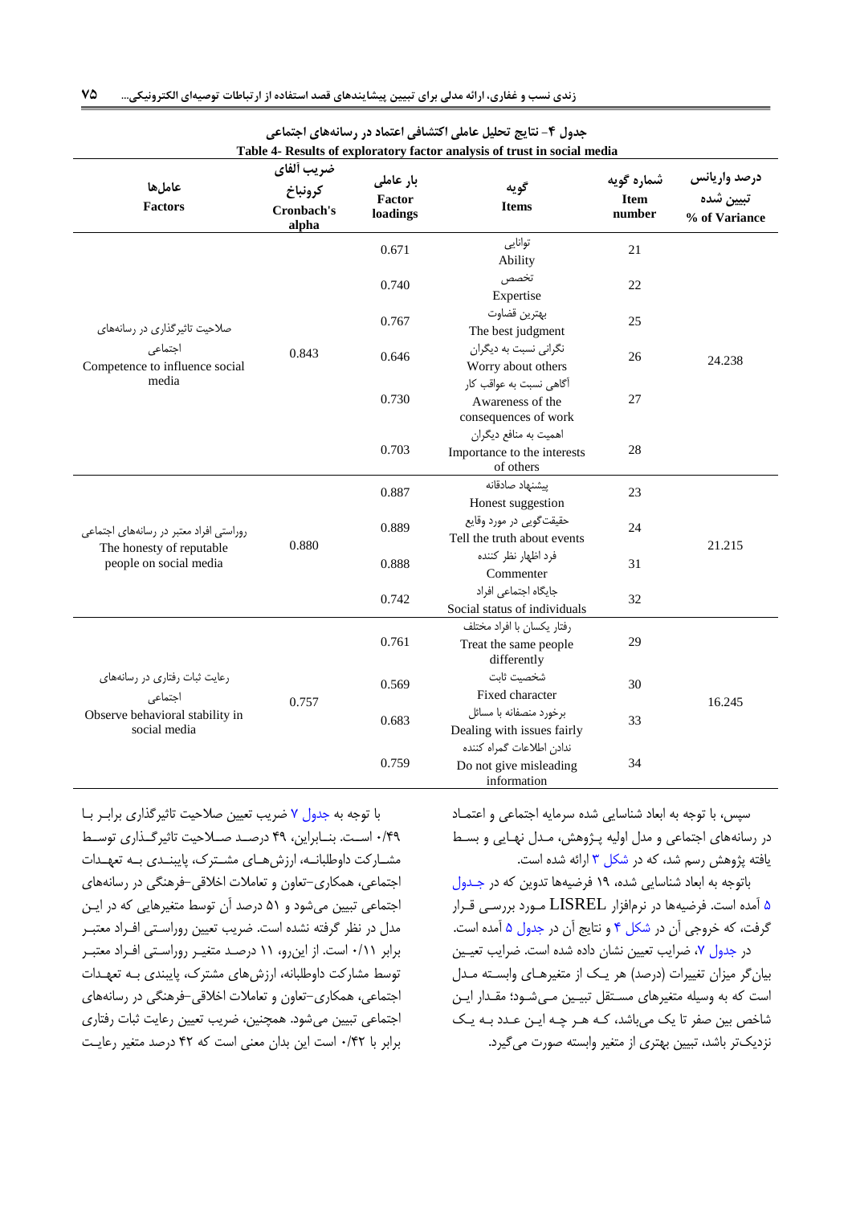جدول ۴- نتایج تحلیل عاملی اکتشافی اعتماد در رسانه‌های اجتماعی

Table 4- Results of exploratory factor analysis of trust in social media

| عامل‌ها Factors | ضریب آلفای کرونباخ Cronbach's alpha | بار عاملی Factor loadings | گویه Items | شماره گویه Item number | درصد واریانس تبیین شده % of Variance |
|---|---|---|---|---|---|
| صلاحیت تاثیرگذاری در رسانه‌های اجتماعی Competence to influence social media | 0.843 | 0.671 | توانایی Ability | 21 | 24.238 |
| | | 0.740 | تخصص Expertise | 22 | |
| | | 0.767 | بهترین قضاوت The best judgment | 25 | |
| | | 0.646 | نگرانی نسبت به دیگران Worry about others | 26 | |
| | | 0.730 | آگاهی نسبت به عواقب کار Awareness of the consequences of work | 27 | |
| | | 0.703 | اهمیت به منافع دیگران Importance to the interests of others | 28 | |
| روراستی افراد معتبر در رسانه‌های اجتماعی The honesty of reputable people on social media | 0.880 | 0.887 | پیشنهاد صادقانه Honest suggestion | 23 | 21.215 |
| | | 0.889 | حقیقت‌گویی در مورد وقایع Tell the truth about events | 24 | |
| | | 0.888 | فرد اظهار نظر کننده Commenter | 31 | |
| | | 0.742 | جایگاه اجتماعی افراد Social status of individuals | 32 | |
| رعایت ثبات رفتاری در رسانه‌های اجتماعی Observe behavioral stability in social media | 0.757 | 0.761 | رفتار یکسان با افراد مختلف Treat the same people differently | 29 | 16.245 |
| | | 0.569 | شخصیت ثابت Fixed character | 30 | |
| | | 0.683 | برخورد منصفانه با مسائل Dealing with issues fairly | 33 | |
| | | 0.759 | ندادن اطلاعات گمراه کننده Do not give misleading information | 34 | |

سپس، با توجه به ابعاد شناسایی شده سرمایه اجتماعی و اعتماد در رسانه‌های اجتماعی و مدل اولیه پژوهش، مدل نهایی و بسط یافته پژوهش رسم شد، که در شکل ۳ ارائه شده است.

باتوجه به ابعاد شناسایی شده، ۱۹ فرضیه‌ها تدوین که در جدول ۵ آمده است. فرضیه‌ها در نرم‌افزار LISREL مورد بررسی قرار گرفت، که خروجی آن در شکل ۴ و نتایج آن در جدول ۵ آمده است.

در جدول ۷، ضرایب تعیین نشان داده شده است. ضرایب تعیین بیان‌گر میزان تغییرات (درصد) هر یک از متغیرهای وابسته مدل است که به وسیله متغیرهای مستقل تبیین می‌شود؛ مقدار این شاخص بین صفر تا یک می‌باشد، که هر چه این عدد به یک نزدیک‌تر باشد، تبیین بهتری از متغیر وابسته صورت می‌گیرد.

با توجه به جدول ۷ ضریب تعیین صلاحیت تاثیرگذاری برابر با ۰/۴۹ است. بنابراین، ۴۹ درصد صلاحیت تاثیرگذاری توسط مشارکت داوطلبانه، ارزش‌های مشترک، پایبندی به تعهدات اجتماعی، همکاری-تعاون و تعاملات اخلاقی-فرهنگی در رسانه‌های اجتماعی تبیین می‌شود و ۵۱ درصد آن توسط متغیرهایی که در این مدل در نظر گرفته نشده است. ضریب تعیین روراستی افراد معتبر برابر ۰/۱۱ است. از این‌رو، ۱۱ درصد متغیر روراستی افراد معتبر توسط مشارکت داوطلبانه، ارزش‌های مشترک، پایبندی به تعهدات اجتماعی، همکاری-تعاون و تعاملات اخلاقی-فرهنگی در رسانه‌های اجتماعی تبیین می‌شود. همچنین، ضریب تعیین رعایت ثبات رفتاری برابر با ۰/۴۲ است این بدان معنی است که ۴۲ درصد متغیر رعایت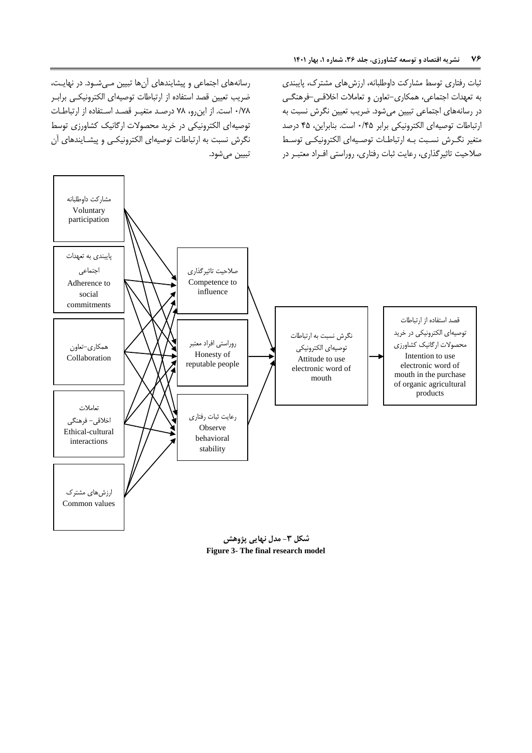ثبات رفتاری توسط مشارکت داوطلبانه، ارزش‌های مشترک، پایبندی به تعهدات اجتماعی، همکاری–تعاون و تعاملات اخلاقی–فرهنگی در رسانه‌های اجتماعی تبیین می‌شود. ضریب تعیین نگرش نسبت به ارتباطات توصیه‌ای الکترونیکی برابر ۰/۴۵ است. بنابراین، ۴۵ درصد متغیر نگرش نسبت به ارتباطات توصیه‌ای الکترونیکی توسط صلاحیت تاثیرگذاری، رعایت ثبات رفتاری، روراستی افراد معتبر در رسانه‌های اجتماعی و پیشایندهای آن‌ها تبیین می‌شود. در نهایت، ضریب تعیین قصد استفاده از ارتباطات توصیه‌ای الکترونیکی برابر ۰/۷۸ است. از این‌رو، ۷۸ درصد متغیر قصد استفاده از ارتباطات توصیه‌ای الکترونیکی در خرید محصولات ارگانیک کشاورزی توسط نگرش نسبت به ارتباطات توصیه‌ای الکترونیکی و پیشایندهای آن تبیین می‌شود.

**شکل ۳- مدل نهایی پژوهش**

**Figure 3- The final research model**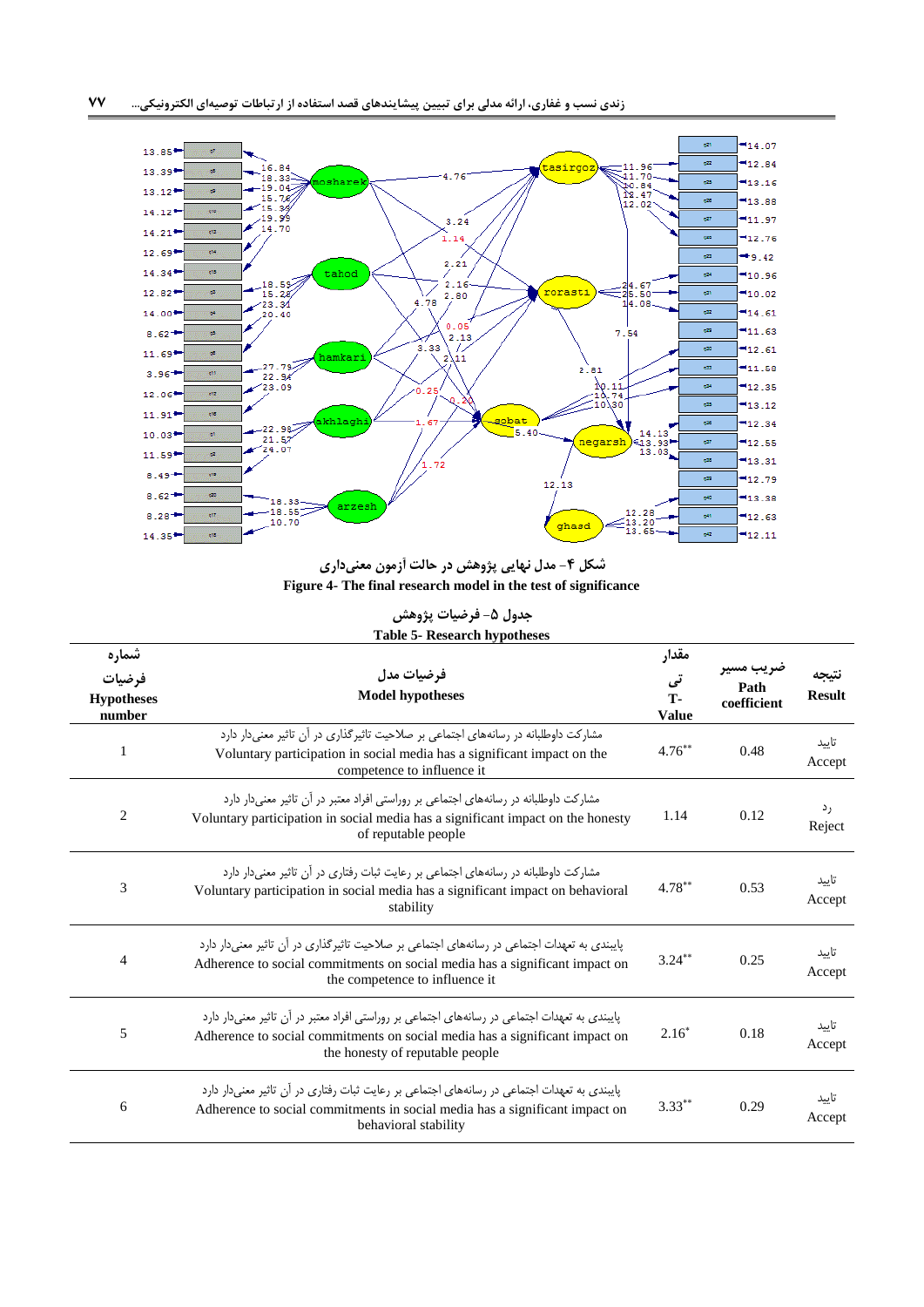شکل ۴- مدل نهایی پژوهش در حالت آزمون معنی‌داری

**Figure 4- The final research model in the test of significance**

جدول ۵- فرضیات پژوهش

**Table 5- Research hypotheses**

| شماره فرضیات Hypotheses number | فرضیات مدل Model hypotheses | مقدار تی T-Value | ضریب مسیر Path coefficient | نتیجه Result |
|---|---|---|---|---|
| 1 | مشارکت داوطلبانه در رسانه‌های اجتماعی بر صلاحیت تاثیرگذاری در آن تاثیر معنی‌دار دارد Voluntary participation in social media has a significant impact on the competence to influence it | 4.76** | 0.48 | تایید Accept |
| 2 | مشارکت داوطلبانه در رسانه‌های اجتماعی بر روراستی افراد معتبر در آن تاثیر معنی‌دار دارد Voluntary participation in social media has a significant impact on the honesty of reputable people | 1.14 | 0.12 | رد Reject |
| 3 | مشارکت داوطلبانه در رسانه‌های اجتماعی بر رعایت ثبات رفتاری در آن تاثیر معنی‌دار دارد Voluntary participation in social media has a significant impact on behavioral stability | 4.78** | 0.53 | تایید Accept |
| 4 | پایبندی به تعهدات اجتماعی در رسانه‌های اجتماعی بر صلاحیت تاثیرگذاری در آن تاثیر معنی‌دار دارد Adherence to social commitments on social media has a significant impact on the competence to influence it | 3.24** | 0.25 | تایید Accept |
| 5 | پایبندی به تعهدات اجتماعی در رسانه‌های اجتماعی بر روراستی افراد معتبر در آن تاثیر معنی‌دار دارد Adherence to social commitments on social media has a significant impact on the honesty of reputable people | 2.16* | 0.18 | تایید Accept |
| 6 | پایبندی به تعهدات اجتماعی در رسانه‌های اجتماعی بر رعایت ثبات رفتاری در آن تاثیر معنی‌دار دارد Adherence to social commitments in social media has a significant impact on behavioral stability | 3.33** | 0.29 | تایید Accept |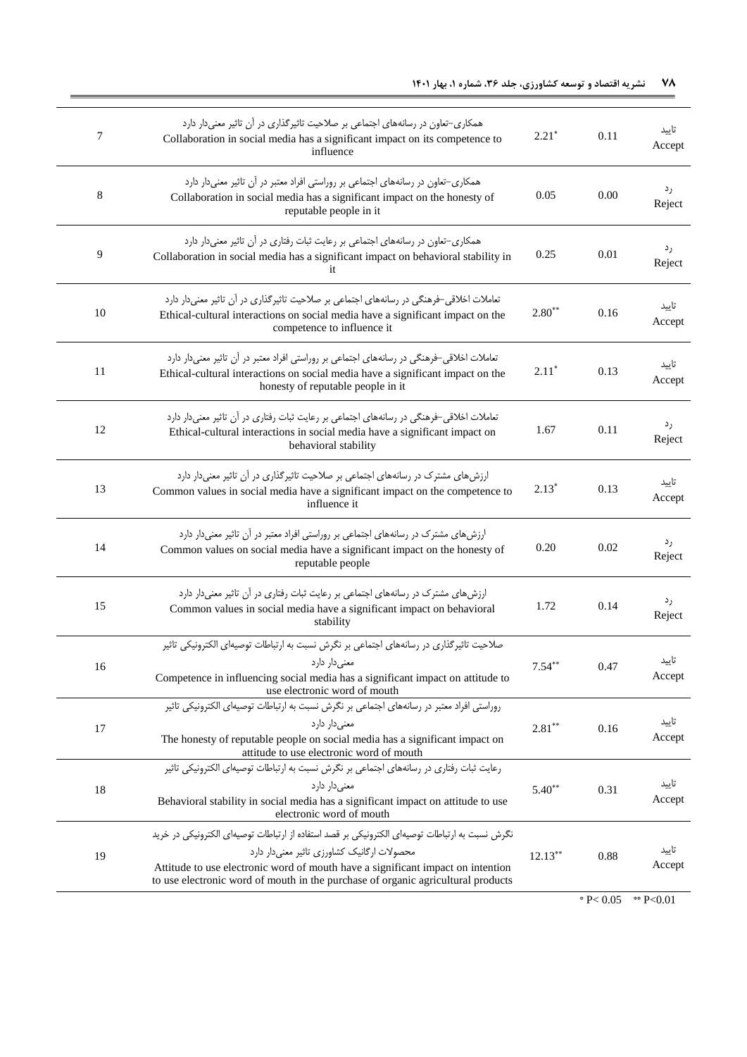| | | | | |
|---|---|---|---|---|
| 7 | همکاری-تعاون در رسانه‌های اجتماعی بر صلاحیت تاثیرگذاری در آن تاثیر معنی‌دار دارد<br>Collaboration in social media has a significant impact on its competence to influence | $2.21^{*}$ | 0.11 | تایید<br>Accept |
| 8 | همکاری-تعاون در رسانه‌های اجتماعی بر روراستی افراد معتبر در آن تاثیر معنی‌دار دارد<br>Collaboration in social media has a significant impact on the honesty of reputable people in it | 0.05 | 0.00 | رد<br>Reject |
| 9 | همکاری-تعاون در رسانه‌های اجتماعی بر رعایت ثبات رفتاری در آن تاثیر معنی‌دار دارد<br>Collaboration in social media has a significant impact on behavioral stability in it | 0.25 | 0.01 | رد<br>Reject |
| 10 | تعاملات اخلاقی-فرهنگی در رسانه‌های اجتماعی بر صلاحیت تاثیرگذاری در آن تاثیر معنی‌دار دارد<br>Ethical-cultural interactions on social media have a significant impact on the competence to influence it | $2.80^{**}$ | 0.16 | تایید<br>Accept |
| 11 | تعاملات اخلاقی-فرهنگی در رسانه‌های اجتماعی بر روراستی افراد معتبر در آن تاثیر معنی‌دار دارد<br>Ethical-cultural interactions on social media have a significant impact on the honesty of reputable people in it | $2.11^{*}$ | 0.13 | تایید<br>Accept |
| 12 | تعاملات اخلاقی-فرهنگی در رسانه‌های اجتماعی بر رعایت ثبات رفتاری در آن تاثیر معنی‌دار دارد<br>Ethical-cultural interactions in social media have a significant impact on behavioral stability | 1.67 | 0.11 | رد<br>Reject |
| 13 | ارزش‌های مشترک در رسانه‌های اجتماعی بر صلاحیت تاثیرگذاری در آن تاثیر معنی‌دار دارد<br>Common values in social media have a significant impact on the competence to influence it | $2.13^{*}$ | 0.13 | تایید<br>Accept |
| 14 | ارزش‌های مشترک در رسانه‌های اجتماعی بر روراستی افراد معتبر در آن تاثیر معنی‌دار دارد<br>Common values on social media have a significant impact on the honesty of reputable people | 0.20 | 0.02 | رد<br>Reject |
| 15 | ارزش‌های مشترک در رسانه‌های اجتماعی بر رعایت ثبات رفتاری در آن تاثیر معنی‌دار دارد<br>Common values in social media have a significant impact on behavioral stability | 1.72 | 0.14 | رد<br>Reject |
| 16 | صلاحیت تاثیرگذاری در رسانه‌های اجتماعی بر نگرش نسبت به ارتباطات توصیه‌ای الکترونیکی تاثیر معنی‌دار دارد<br>Competence in influencing social media has a significant impact on attitude to use electronic word of mouth | $7.54^{**}$ | 0.47 | تایید<br>Accept |
| 17 | روراستی افراد معتبر در رسانه‌های اجتماعی بر نگرش نسبت به ارتباطات توصیه‌ای الکترونیکی تاثیر معنی‌دار دارد<br>The honesty of reputable people on social media has a significant impact on attitude to use electronic word of mouth | $2.81^{**}$ | 0.16 | تایید<br>Accept |
| 18 | رعایت ثبات رفتاری در رسانه‌های اجتماعی بر نگرش نسبت به ارتباطات توصیه‌ای الکترونیکی تاثیر معنی‌دار دارد<br>Behavioral stability in social media has a significant impact on attitude to use electronic word of mouth | $5.40^{**}$ | 0.31 | تایید<br>Accept |
| 19 | نگرش نسبت به ارتباطات توصیه‌ای الکترونیکی بر قصد استفاده از ارتباطات توصیه‌ای الکترونیکی در خرید محصولات ارگانیک کشاورزی تاثیر معنی‌دار دارد<br>Attitude to use electronic word of mouth have a significant impact on intention to use electronic word of mouth in the purchase of organic agricultural products | $12.13^{**}$ | 0.88 | تایید<br>Accept |

$^{*}$ $P< 0.05$ $^{**}$ $P<0.01$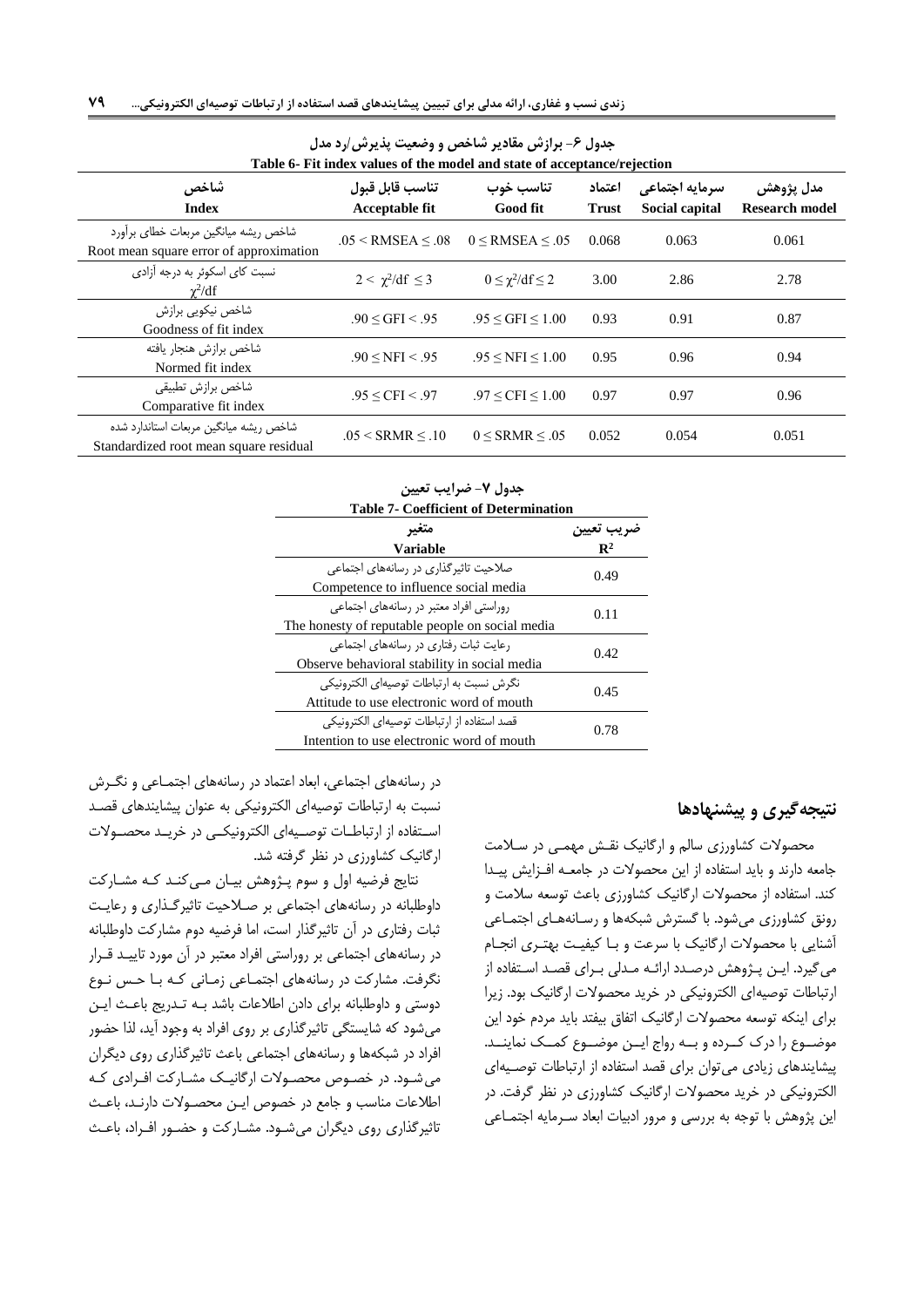جدول ۶- برازش مقادیر شاخص و وضعیت پذیرش/رد مدل

Table 6- Fit index values of the model and state of acceptance/rejection

| شاخص Index | تناسب قابل قبول Acceptable fit | تناسب خوب Good fit | اعتماد Trust | سرمایه اجتماعی Social capital | مدل پژوهش Research model |
|---|---|---|---|---|---|
| شاخص ریشه میانگین مربعات خطای برآورد Root mean square error of approximation | $.05 < RMSEA \leq .08$ | $0 \leq RMSEA \leq .05$ | 0.068 | 0.063 | 0.061 |
| نسبت کای اسکوئر به درجه آزادی $\chi^2/df$ | $2 < \chi^2/df \leq 3$ | $0 \leq \chi^2/df \leq 2$ | 3.00 | 2.86 | 2.78 |
| شاخص نیکویی برازش Goodness of fit index | $.90 \leq GFI < .95$ | $.95 \leq GFI \leq 1.00$ | 0.93 | 0.91 | 0.87 |
| شاخص برازش هنجار یافته Normed fit index | $.90 \leq NFI < .95$ | $.95 \leq NFI \leq 1.00$ | 0.95 | 0.96 | 0.94 |
| شاخص برازش تطبیقی Comparative fit index | $.95 \leq CFI < .97$ | $.97 \leq CFI \leq 1.00$ | 0.97 | 0.97 | 0.96 |
| شاخص ریشه میانگین مربعات استاندارد شده Standardized root mean square residual | $.05 < SRMR \leq .10$ | $0 \leq SRMR \leq .05$ | 0.052 | 0.054 | 0.051 |

جدول ۷- ضرایب تعیین

Table 7- Coefficient of Determination

| متغیر Variable | ضریب تعیین $R^2$ |
|---|---|
| صلاحیت تاثیرگذاری در رسانه‌های اجتماعی Competence to influence social media | 0.49 |
| روراستی افراد معتبر در رسانه‌های اجتماعی The honesty of reputable people on social media | 0.11 |
| رعایت ثبات رفتاری در رسانه‌های اجتماعی Observe behavioral stability in social media | 0.42 |
| نگرش نسبت به ارتباطات توصیه‌ای الکترونیکی Attitude to use electronic word of mouth | 0.45 |
| قصد استفاده از ارتباطات توصیه‌ای الکترونیکی Intention to use electronic word of mouth | 0.78 |

## نتیجه‌گیری و پیشنهادها

محصولات کشاورزی سالم و ارگانیک نقش مهمی در سلامت جامعه دارند و باید استفاده از این محصولات در جامعه افزایش پیدا کند. استفاده از محصولات ارگانیک کشاورزی باعث توسعه سلامت و رونق کشاورزی می‌شود. با گسترش شبکه‌ها و رسانه‌های اجتماعی آشنایی با محصولات ارگانیک با سرعت و با کیفیت بهتری انجام می‌گیرد. این پژوهش درصدد ارائه مدلی برای قصد استفاده از ارتباطات توصیه‌ای الکترونیکی در خرید محصولات ارگانیک بود. زیرا برای اینکه توسعه محصولات ارگانیک اتفاق بیفتد باید مردم خود این موضوع را درک کرده و به رواج این موضوع کمک نمایند. پیشایندهای زیادی می‌توان برای قصد استفاده از ارتباطات توصیه‌ای الکترونیکی در خرید محصولات ارگانیک کشاورزی در نظر گرفت. در این پژوهش با توجه به بررسی و مرور ادبیات ابعاد سرمایه اجتماعی در رسانه‌های اجتماعی، ابعاد اعتماد در رسانه‌های اجتماعی و نگرش نسبت به ارتباطات توصیه‌ای الکترونیکی به عنوان پیشایندهای قصد استفاده از ارتباطات توصیه‌ای الکترونیکی در خرید محصولات ارگانیک کشاورزی در نظر گرفته شد.

نتایج فرضیه اول و سوم پژوهش بیان می‌کند که مشارکت داوطلبانه در رسانه‌های اجتماعی بر صلاحیت تاثیرگذاری و رعایت ثبات رفتاری در آن تاثیرگذار است، اما فرضیه دوم مشارکت داوطلبانه در رسانه‌های اجتماعی بر روراستی افراد معتبر در آن مورد تایید قرار نگرفت. مشارکت در رسانه‌های اجتماعی زمانی که با حس نوع دوستی و داوطلبانه برای دادن اطلاعات باشد به تدریج باعث این می‌شود که شایستگی تاثیرگذاری بر روی افراد به وجود آید، لذا حضور افراد در شبکه‌ها و رسانه‌های اجتماعی باعث تاثیرگذاری روی دیگران می‌شود. در خصوص محصولات ارگانیک مشارکت افرادی که اطلاعات مناسب و جامع در خصوص این محصولات دارند، باعث تاثیرگذاری روی دیگران می‌شود. مشارکت و حضور افراد، باعث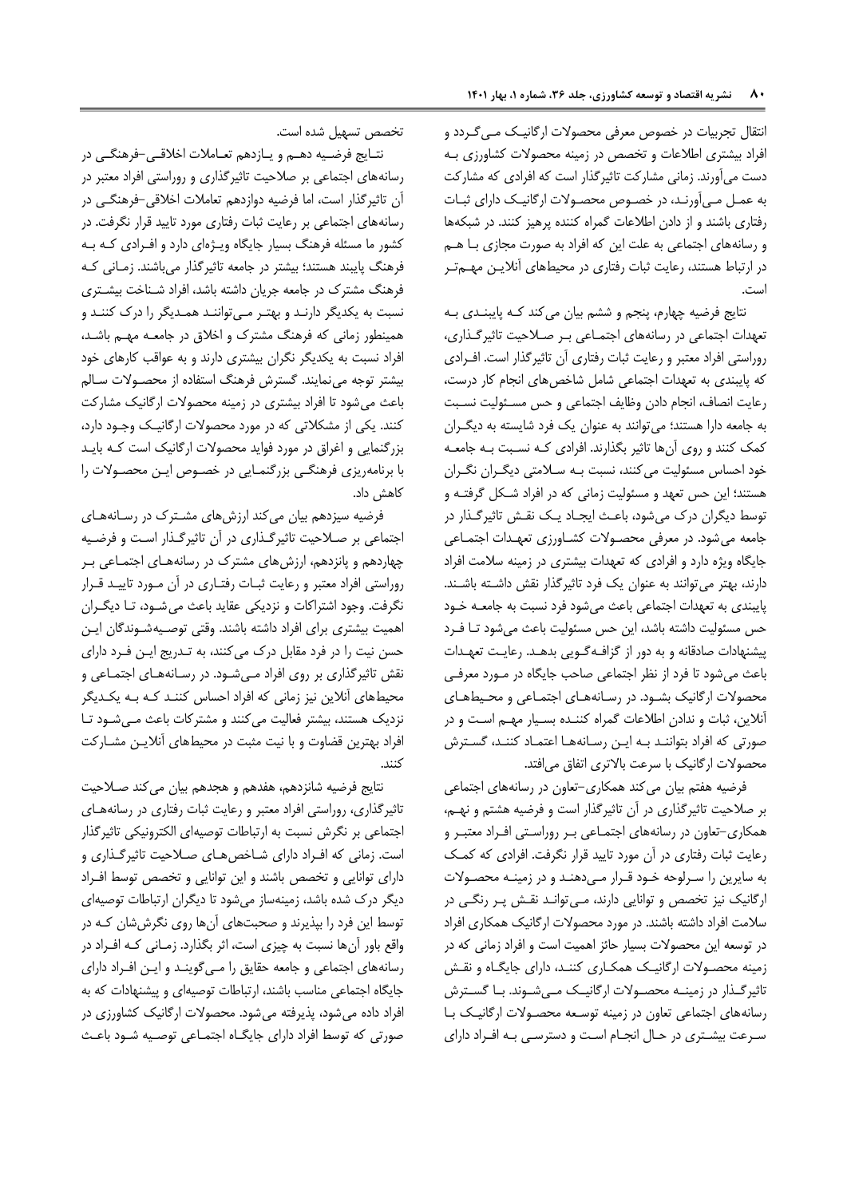انتقال تجربیات در خصوص معرفی محصولات ارگانیک مـی‌گـردد و افراد بیشتری اطلاعات و تخصص در زمینه محصولات کشاورزی بـه دست می‌آورند. زمانی مشارکت تاثیرگذار است که افرادی که مشارکت به عمـل مـی‌آورنـد، در خصـوص محصـولات ارگانیـک دارای ثبـات رفتاری باشند و از دادن اطلاعات گمراه کننده پرهیز کنند. در شبکه‌ها و رسانه‌های اجتماعی به علت این که افراد به صورت مجازی بـا هـم در ارتباط هستند، رعایت ثبات رفتاری در محیط‌های آنلایـن مهـم‌تـر است.

نتایج فرضیه چهارم، پنجم و ششم بیان می‌کند کـه پایبنـدی بـه تعهدات اجتماعی در رسانه‌های اجتمـاعی بـر صـلاحیت تاثیرگـذاری، روراستی افراد معتبر و رعایت ثبات رفتاری آن تاثیرگذار است. افـرادی که پایبندی به تعهدات اجتماعی شامل شاخص‌های انجام کار درست، رعایت انصاف، انجام دادن وظایف اجتماعی و حس مسـئولیت نسـبت به جامعه دارا هستند؛ می‌توانند به عنوان یک فرد شایسته به دیگـران کمک کنند و روی آن‌ها تاثیر بگذارند. افرادی کـه نسـبت بـه جامعـه خود احساس مسئولیت می‌کنند، نسبت بـه سـلامتی دیگـران نگـران هستند؛ این حس تعهد و مسئولیت زمانی که در افراد شـکل گرفتـه و توسط دیگران درک می‌شود، باعـث ایجـاد یـک نقـش تاثیرگـذار در جامعه می‌شود. در معرفی محصـولات کشـاورزی تعهـدات اجتمـاعی جایگاه ویژه دارد و افرادی که تعهدات بیشتری در زمینه سلامت افراد دارند، بهتر می‌توانند به عنوان یک فرد تاثیرگذار نقش داشـته باشـند. پایبندی به تعهدات اجتماعی باعث می‌شود فرد نسبت به جامعـه خـود حس مسئولیت داشته باشد، این حس مسئولیت باعث می‌شود تـا فـرد پیشنهادات صادقانه و به دور از گزافـه‌گـویی بدهـد. رعایـت تعهـدات باعث می‌شود تا فرد از نظر اجتماعی صاحب جایگاه در مـورد معرفـی محصولات ارگانیک بشـود. در رسـانه‌هـای اجتمـاعی و محـیط‌هـای آنلاین، ثبات و ندادن اطلاعات گمراه کننـده بسـیار مهـم اسـت و در صورتی که افراد بتواننـد بـه ایـن رسـانه‌هـا اعتمـاد کننـد، گسـترش محصولات ارگانیک با سرعت بالاتری اتفاق می‌افتد.

فرضیه هفتم بیان می‌کند همکاری-تعاون در رسانه‌های اجتماعی بر صلاحیت تاثیرگذاری در آن تاثیرگذار است و فرضیه هشتم و نهـم، همکاری-تعاون در رسانه‌های اجتمـاعی بـر روراسـتی افـراد معتبـر و رعایت ثبات رفتاری در آن مورد تایید قرار نگرفت. افرادی که کمـک به سایرین را سـرلوحه خـود قـرار مـی‌دهنـد و در زمینـه محصـولات ارگانیک نیز تخصص و توانایی دارند، مـی‌تواننـد نقـش پـر رنگـی در سلامت افراد داشته باشند. در مورد محصولات ارگانیک همکاری افراد در توسعه این محصولات بسیار حائز اهمیت است و افراد زمانی که در زمینه محصـولات ارگانیـک همکـاری کننـد، دارای جایگـاه و نقـش تاثیرگـذار در زمینـه محصـولات ارگانیـک مـی‌شـوند. بـا گسـترش رسانه‌های اجتماعی تعاون در زمینه توسـعه محصـولات ارگانیـک بـا سـرعت بیشـتری در حـال انجـام اسـت و دسترسـی بـه افـراد دارای تخصص تسهیل شده است.

نتـایج فرضـیه دهـم و یـازدهم تعـاملات اخلاقـی-فرهنگـی در رسانه‌های اجتماعی بر صلاحیت تاثیرگذاری و روراستی افراد معتبر در آن تاثیرگذار است، اما فرضیه دوازدهم تعاملات اخلاقی-فرهنگـی در رسانه‌های اجتماعی بر رعایت ثبات رفتاری مورد تایید قرار نگرفت. در کشور ما مسئله فرهنگ بسیار جایگاه ویـژه‌ای دارد و افـرادی کـه بـه فرهنگ پایبند هستند؛ بیشتر در جامعه تاثیرگذار می‌باشند. زمـانی کـه فرهنگ مشترک در جامعه جریان داشته باشد، افراد شـناخت بیشـتری نسبت به یکدیگر دارنـد و بهتـر مـی‌تواننـد همـدیگر را درک کننـد و همینطور زمانی که فرهنگ مشترک و اخلاق در جامعـه مهـم باشـد، افراد نسبت به یکدیگر نگران بیشتری دارند و به عواقب کارهای خود بیشتر توجه می‌نمایند. گسترش فرهنگ استفاده از محصـولات سـالم باعث می‌شود تا افراد بیشتری در زمینه محصولات ارگانیک مشارکت کنند. یکی از مشکلاتی که در مورد محصولات ارگانیـک وجـود دارد، بزرگنمایی و اغراق در مورد فواید محصولات ارگانیک است کـه بایـد با برنامه‌ریزی فرهنگـی بزرگنمـایی در خصـوص ایـن محصـولات را کاهش داد.

فرضیه سیزدهم بیان می‌کند ارزش‌های مشـترک در رسـانه‌هـای اجتماعی بر صـلاحیت تاثیرگـذاری در آن تاثیرگـذار اسـت و فرضـیه چهاردهم و پانزدهم، ارزش‌های مشترک در رسانه‌هـای اجتمـاعی بـر روراستی افراد معتبر و رعایت ثبـات رفتـاری در آن مـورد تاییـد قـرار نگرفت. وجود اشتراکات و نزدیکی عقاید باعث می‌شـود، تـا دیگـران اهمیت بیشتری برای افراد داشته باشند. وقتی توصـیه‌شـوندگان ایـن حسن نیت را در فرد مقابل درک می‌کنند، به تـدریج ایـن فـرد دارای نقش تاثیرگذاری بر روی افراد مـی‌شـود. در رسـانه‌هـای اجتمـاعی و محیط‌های آنلاین نیز زمانی که افراد احساس کننـد کـه بـه یکـدیگر نزدیک هستند، بیشتر فعالیت می‌کنند و مشترکات باعث مـی‌شـود تـا افراد بهترین قضاوت و با نیت مثبت در محیط‌های آنلایـن مشـارکت کنند.

نتایج فرضیه شانزدهم، هفدهم و هجدهم بیان می‌کند صـلاحیت تاثیرگذاری، روراستی افراد معتبر و رعایت ثبات رفتاری در رسانه‌هـای اجتماعی بر نگرش نسبت به ارتباطات توصیه‌ای الکترونیکی تاثیرگذار است. زمانی که افـراد دارای شـاخص‌هـای صـلاحیت تاثیرگـذاری و دارای توانایی و تخصص باشند و این توانایی و تخصص توسط افـراد دیگر درک شده باشد، زمینه‌ساز می‌شود تا دیگران ارتباطات توصیه‌ای توسط این فرد را بپذیرند و صحبت‌های آن‌ها روی نگرش‌شان کـه در واقع باور آن‌ها نسبت به چیزی است، اثر بگذارد. زمـانی کـه افـراد در رسانه‌های اجتماعی و جامعه حقایق را مـی‌گوینـد و ایـن افـراد دارای جایگاه اجتماعی مناسب باشند، ارتباطات توصیه‌ای و پیشنهادات که به افراد داده می‌شود، پذیرفته می‌شود. محصولات ارگانیک کشاورزی در صورتی که توسط افراد دارای جایگـاه اجتمـاعی توصـیه شـود باعـث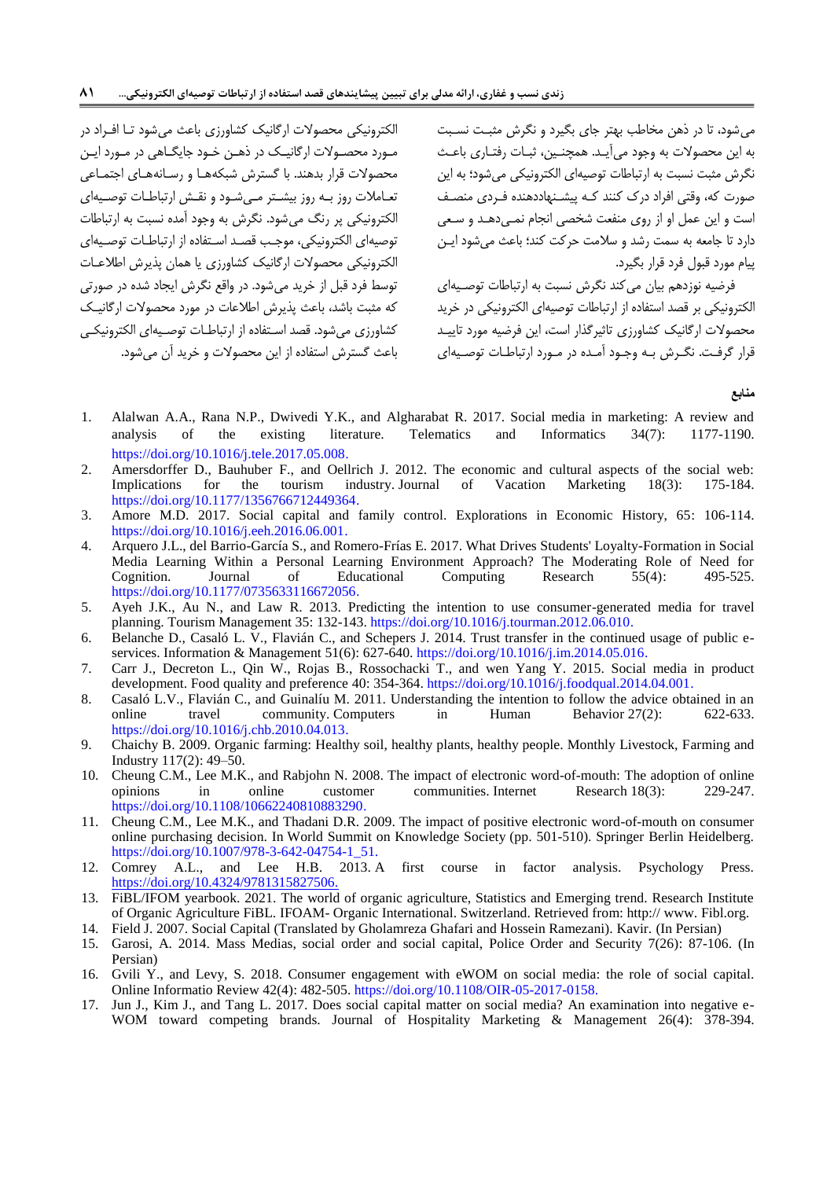می‌شود، تا در ذهن مخاطب بهتر جای بگیرد و نگرش مثبت نسبت به این محصولات به وجود می‌آید. همچنین، ثبات رفتاری باعث نگرش مثبت نسبت به ارتباطات توصیه‌ای الکترونیکی می‌شود؛ به این صورت که، وقتی افراد درک کنند که پیشنهاددهنده فردی منصف است و این عمل او از روی منفعت شخصی انجام نمی‌دهد و سعی دارد تا جامعه به سمت رشد و سلامت حرکت کند؛ باعث می‌شود این پیام مورد قبول فرد قرار بگیرد.

فرضیه نوزدهم بیان می‌کند نگرش نسبت به ارتباطات توصیه‌ای الکترونیکی بر قصد استفاده از ارتباطات توصیه‌ای الکترونیکی در خرید محصولات ارگانیک کشاورزی تاثیرگذار است، این فرضیه مورد تایید قرار گرفت. نگرش به وجود آمده در مورد ارتباطات توصیه‌ای الکترونیکی محصولات ارگانیک کشاورزی باعث می‌شود تا افراد در مورد محصولات ارگانیک در ذهن خود جایگاهی در مورد این محصولات قرار بدهند. با گسترش شبکه‌ها و رسانه‌های اجتماعی تعاملات روز به روز بیشتر می‌شود و نقش ارتباطات توصیه‌ای الکترونیکی پر رنگ می‌شود. نگرش به وجود آمده نسبت به ارتباطات توصیه‌ای الکترونیکی، موجب قصد استفاده از ارتباطات توصیه‌ای الکترونیکی محصولات ارگانیک کشاورزی یا همان پذیرش اطلاعات توسط فرد قبل از خرید می‌شود. در واقع نگرش ایجاد شده در صورتی که مثبت باشد، باعث پذیرش اطلاعات در مورد محصولات ارگانیک کشاورزی می‌شود. قصد استفاده از ارتباطات توصیه‌ای الکترونیکی باعث گسترش استفاده از این محصولات و خرید آن می‌شود.

### منابع

1. Alalwan A.A., Rana N.P., Dwivedi Y.K., and Algharabat R. 2017. Social media in marketing: A review and analysis of the existing literature. Telematics and Informatics 34(7): 1177-1190. https://doi.org/10.1016/j.tele.2017.05.008.
2. Amersdorffer D., Bauhuber F., and Oellrich J. 2012. The economic and cultural aspects of the social web: Implications for the tourism industry. Journal of Vacation Marketing 18(3): 175-184. https://doi.org/10.1177/1356766712449364.
3. Amore M.D. 2017. Social capital and family control. Explorations in Economic History, 65: 106-114. https://doi.org/10.1016/j.eeh.2016.06.001.
4. Arquero J.L., del Barrio-García S., and Romero-Frías E. 2017. What Drives Students' Loyalty-Formation in Social Media Learning Within a Personal Learning Environment Approach? The Moderating Role of Need for Cognition. Journal of Educational Computing Research 55(4): 495-525. https://doi.org/10.1177/0735633116672056.
5. Ayeh J.K., Au N., and Law R. 2013. Predicting the intention to use consumer-generated media for travel planning. Tourism Management 35: 132-143. https://doi.org/10.1016/j.tourman.2012.06.010.
6. Belanche D., Casaló L. V., Flavián C., and Schepers J. 2014. Trust transfer in the continued usage of public e-services. Information & Management 51(6): 627-640. https://doi.org/10.1016/j.im.2014.05.016.
7. Carr J., Decreton L., Qin W., Rojas B., Rossochacki T., and wen Yang Y. 2015. Social media in product development. Food quality and preference 40: 354-364. https://doi.org/10.1016/j.foodqual.2014.04.001.
8. Casaló L.V., Flavián C., and Guinalíu M. 2011. Understanding the intention to follow the advice obtained in an online travel community. Computers in Human Behavior 27(2): 622-633. https://doi.org/10.1016/j.chb.2010.04.013.
9. Chaichy B. 2009. Organic farming: Healthy soil, healthy plants, healthy people. Monthly Livestock, Farming and Industry 117(2): 49–50.
10. Cheung C.M., Lee M.K., and Rabjohn N. 2008. The impact of electronic word-of-mouth: The adoption of online opinions in online customer communities. Internet Research 18(3): 229-247. https://doi.org/10.1108/10662240810883290.
11. Cheung C.M., Lee M.K., and Thadani D.R. 2009. The impact of positive electronic word-of-mouth on consumer online purchasing decision. In World Summit on Knowledge Society (pp. 501-510). Springer Berlin Heidelberg. https://doi.org/10.1007/978-3-642-04754-1_51.
12. Comrey A.L., and Lee H.B. 2013. A first course in factor analysis. Psychology Press. https://doi.org/10.4324/9781315827506.
13. FiBL/IFOM yearbook. 2021. The world of organic agriculture, Statistics and Emerging trend. Research Institute of Organic Agriculture FiBL. IFOAM- Organic International. Switzerland. Retrieved from: http:// www. Fibl.org.
14. Field J. 2007. Social Capital (Translated by Gholamreza Ghafari and Hossein Ramezani). Kavir. (In Persian)
15. Garosi, A. 2014. Mass Medias, social order and social capital, Police Order and Security 7(26): 87-106. (In Persian)
16. Gvili Y., and Levy, S. 2018. Consumer engagement with eWOM on social media: the role of social capital. Online Informatio Review 42(4): 482-505. https://doi.org/10.1108/OIR-05-2017-0158.
17. Jun J., Kim J., and Tang L. 2017. Does social capital matter on social media? An examination into negative e-WOM toward competing brands. Journal of Hospitality Marketing & Management 26(4): 378-394.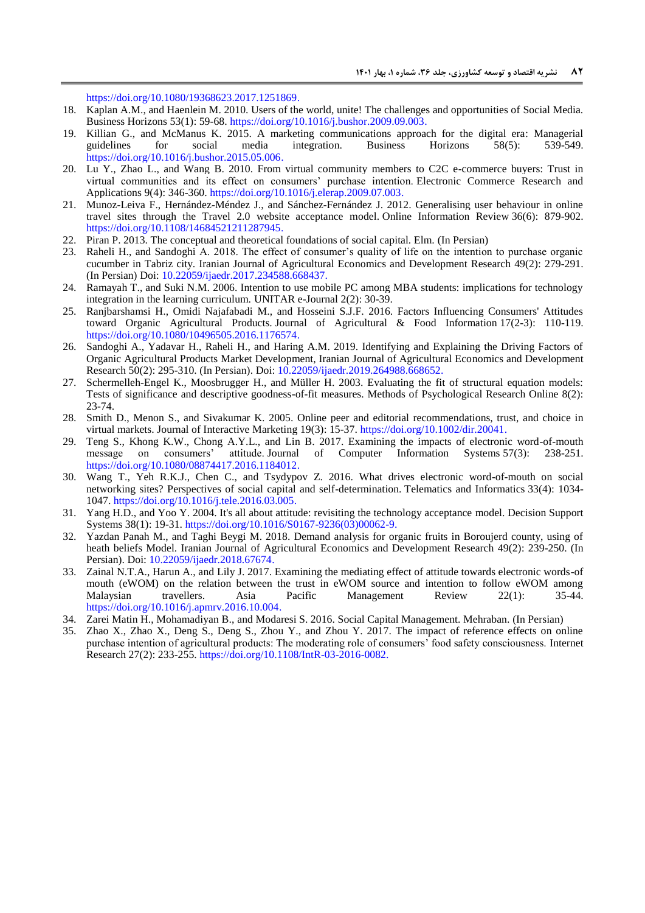https://doi.org/10.1080/19368623.2017.1251869.

18. Kaplan A.M., and Haenlein M. 2010. Users of the world, unite! The challenges and opportunities of Social Media. Business Horizons 53(1): 59-68. https://doi.org/10.1016/j.bushor.2009.09.003.
19. Killian G., and McManus K. 2015. A marketing communications approach for the digital era: Managerial guidelines for social media integration. Business Horizons 58(5): 539-549. https://doi.org/10.1016/j.bushor.2015.05.006.
20. Lu Y., Zhao L., and Wang B. 2010. From virtual community members to C2C e-commerce buyers: Trust in virtual communities and its effect on consumers' purchase intention. Electronic Commerce Research and Applications 9(4): 346-360. https://doi.org/10.1016/j.elerap.2009.07.003.
21. Munoz-Leiva F., Hernández-Méndez J., and Sánchez-Fernández J. 2012. Generalising user behaviour in online travel sites through the Travel 2.0 website acceptance model. Online Information Review 36(6): 879-902. https://doi.org/10.1108/14684521211287945.
22. Piran P. 2013. The conceptual and theoretical foundations of social capital. Elm. (In Persian)
23. Raheli H., and Sandoghi A. 2018. The effect of consumer's quality of life on the intention to purchase organic cucumber in Tabriz city. Iranian Journal of Agricultural Economics and Development Research 49(2): 279-291. (In Persian) Doi: 10.22059/ijaedr.2017.234588.668437.
24. Ramayah T., and Suki N.M. 2006. Intention to use mobile PC among MBA students: implications for technology integration in the learning curriculum. UNITAR e-Journal 2(2): 30-39.
25. Ranjbarshamsi H., Omidi Najafabadi M., and Hosseini S.J.F. 2016. Factors Influencing Consumers' Attitudes toward Organic Agricultural Products. Journal of Agricultural & Food Information 17(2-3): 110-119. https://doi.org/10.1080/10496505.2016.1176574.
26. Sandoghi A., Yadavar H., Raheli H., and Haring A.M. 2019. Identifying and Explaining the Driving Factors of Organic Agricultural Products Market Development, Iranian Journal of Agricultural Economics and Development Research 50(2): 295-310. (In Persian). Doi: 10.22059/ijaedr.2019.264988.668652.
27. Schermelleh-Engel K., Moosbrugger H., and Müller H. 2003. Evaluating the fit of structural equation models: Tests of significance and descriptive goodness-of-fit measures. Methods of Psychological Research Online 8(2): 23-74.
28. Smith D., Menon S., and Sivakumar K. 2005. Online peer and editorial recommendations, trust, and choice in virtual markets. Journal of Interactive Marketing 19(3): 15-37. https://doi.org/10.1002/dir.20041.
29. Teng S., Khong K.W., Chong A.Y.L., and Lin B. 2017. Examining the impacts of electronic word-of-mouth message on consumers' attitude. Journal of Computer Information Systems 57(3): 238-251. https://doi.org/10.1080/08874417.2016.1184012.
30. Wang T., Yeh R.K.J., Chen C., and Tsydypov Z. 2016. What drives electronic word-of-mouth on social networking sites? Perspectives of social capital and self-determination. Telematics and Informatics 33(4): 1034-1047. https://doi.org/10.1016/j.tele.2016.03.005.
31. Yang H.D., and Yoo Y. 2004. It's all about attitude: revisiting the technology acceptance model. Decision Support Systems 38(1): 19-31. https://doi.org/10.1016/S0167-9236(03)00062-9.
32. Yazdan Panah M., and Taghi Beygi M. 2018. Demand analysis for organic fruits in Boroujerd county, using of heath beliefs Model. Iranian Journal of Agricultural Economics and Development Research 49(2): 239-250. (In Persian). Doi: 10.22059/ijaedr.2018.67674.
33. Zainal N.T.A., Harun A., and Lily J. 2017. Examining the mediating effect of attitude towards electronic words-of mouth (eWOM) on the relation between the trust in eWOM source and intention to follow eWOM among Malaysian travellers. Asia Pacific Management Review 22(1): 35-44. https://doi.org/10.1016/j.apmrv.2016.10.004.
34. Zarei Matin H., Mohamadiyan B., and Modaresi S. 2016. Social Capital Management. Mehraban. (In Persian)
35. Zhao X., Zhao X., Deng S., Deng S., Zhou Y., and Zhou Y. 2017. The impact of reference effects on online purchase intention of agricultural products: The moderating role of consumers' food safety consciousness. Internet Research 27(2): 233-255. https://doi.org/10.1108/IntR-03-2016-0082.